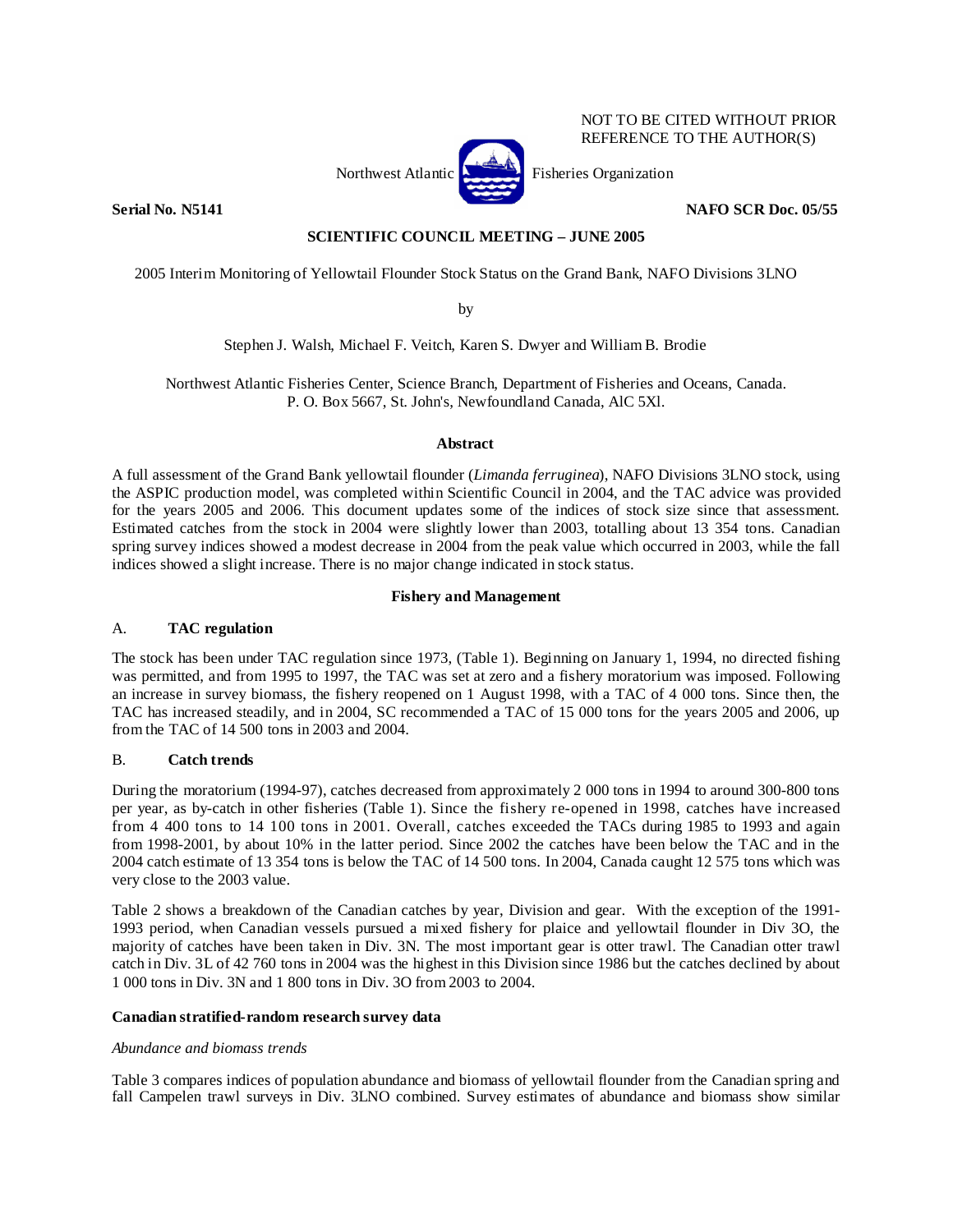NOT TO BE CITED WITHOUT PRIOR REFERENCE TO THE AUTHOR(S)

Northwest Atlantic Fisheries Organization

**Serial No. N5141** **NAFO SCR Doc. 05/55**

**SCIENTIFIC COUNCIL MEETING – JUNE 2005**

2005 Interim Monitoring of Yellowtail Flounder Stock Status on the Grand Bank, NAFO Divisions 3LNO

by

Stephen J. Walsh, Michael F. Veitch, Karen S. Dwyer and William B. Brodie

Northwest Atlantic Fisheries Center, Science Branch, Department of Fisheries and Oceans, Canada.
P. O. Box 5667, St. John's, Newfoundland Canada, AlC 5Xl.

## Abstract

A full assessment of the Grand Bank yellowtail flounder (*Limanda ferruginea*), NAFO Divisions 3LNO stock, using the ASPIC production model, was completed within Scientific Council in 2004, and the TAC advice was provided for the years 2005 and 2006. This document updates some of the indices of stock size since that assessment. Estimated catches from the stock in 2004 were slightly lower than 2003, totalling about 13 354 tons. Canadian spring survey indices showed a modest decrease in 2004 from the peak value which occurred in 2003, while the fall indices showed a slight increase. There is no major change indicated in stock status.

## Fishery and Management

### A. TAC regulation

The stock has been under TAC regulation since 1973, (Table 1). Beginning on January 1, 1994, no directed fishing was permitted, and from 1995 to 1997, the TAC was set at zero and a fishery moratorium was imposed. Following an increase in survey biomass, the fishery reopened on 1 August 1998, with a TAC of 4 000 tons. Since then, the TAC has increased steadily, and in 2004, SC recommended a TAC of 15 000 tons for the years 2005 and 2006, up from the TAC of 14 500 tons in 2003 and 2004.

### B. Catch trends

During the moratorium (1994-97), catches decreased from approximately 2 000 tons in 1994 to around 300-800 tons per year, as by-catch in other fisheries (Table 1). Since the fishery re-opened in 1998, catches have increased from 4 400 tons to 14 100 tons in 2001. Overall, catches exceeded the TACs during 1985 to 1993 and again from 1998-2001, by about 10% in the latter period. Since 2002 the catches have been below the TAC and in the 2004 catch estimate of 13 354 tons is below the TAC of 14 500 tons. In 2004, Canada caught 12 575 tons which was very close to the 2003 value.

Table 2 shows a breakdown of the Canadian catches by year, Division and gear. With the exception of the 1991-1993 period, when Canadian vessels pursued a mixed fishery for plaice and yellowtail flounder in Div 3O, the majority of catches have been taken in Div. 3N. The most important gear is otter trawl. The Canadian otter trawl catch in Div. 3L of 42 760 tons in 2004 was the highest in this Division since 1986 but the catches declined by about 1 000 tons in Div. 3N and 1 800 tons in Div. 3O from 2003 to 2004.

## Canadian stratified-random research survey data

*Abundance and biomass trends*

Table 3 compares indices of population abundance and biomass of yellowtail flounder from the Canadian spring and fall Campelen trawl surveys in Div. 3LNO combined. Survey estimates of abundance and biomass show similar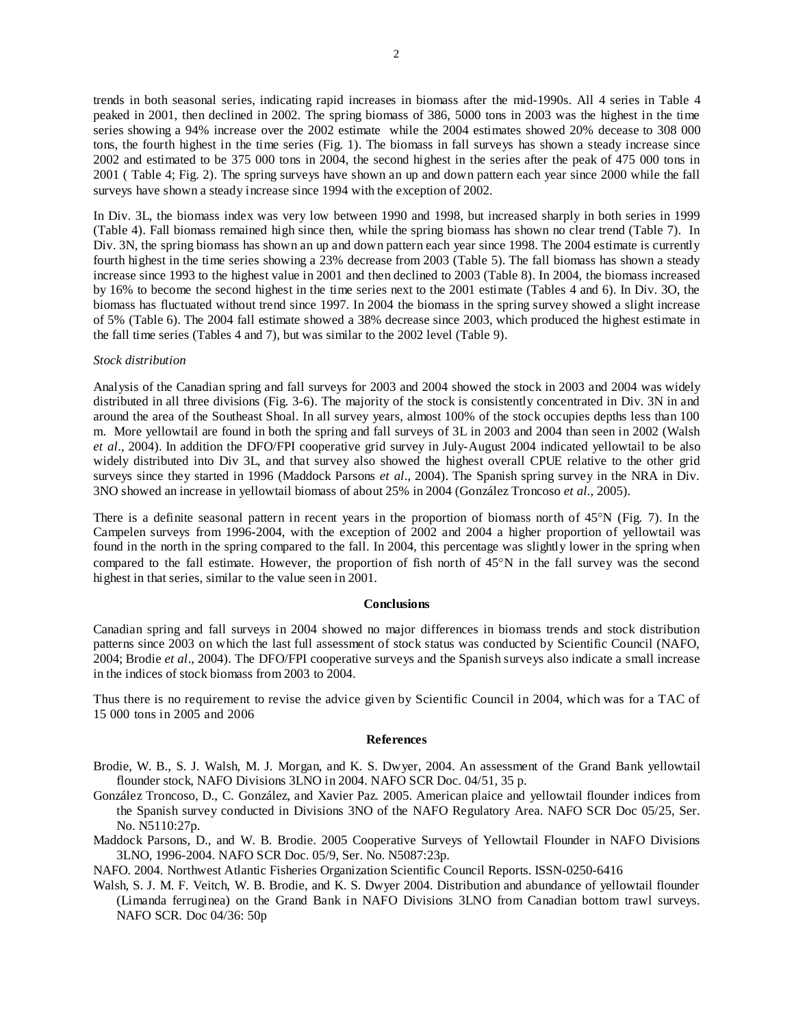trends in both seasonal series, indicating rapid increases in biomass after the mid-1990s. All 4 series in Table 4 peaked in 2001, then declined in 2002. The spring biomass of 386, 5000 tons in 2003 was the highest in the time series showing a 94% increase over the 2002 estimate while the 2004 estimates showed 20% decease to 308 000 tons, the fourth highest in the time series (Fig. 1). The biomass in fall surveys has shown a steady increase since 2002 and estimated to be 375 000 tons in 2004, the second highest in the series after the peak of 475 000 tons in 2001 ( Table 4; Fig. 2). The spring surveys have shown an up and down pattern each year since 2000 while the fall surveys have shown a steady increase since 1994 with the exception of 2002.

In Div. 3L, the biomass index was very low between 1990 and 1998, but increased sharply in both series in 1999 (Table 4). Fall biomass remained high since then, while the spring biomass has shown no clear trend (Table 7). In Div. 3N, the spring biomass has shown an up and down pattern each year since 1998. The 2004 estimate is currently fourth highest in the time series showing a 23% decrease from 2003 (Table 5). The fall biomass has shown a steady increase since 1993 to the highest value in 2001 and then declined to 2003 (Table 8). In 2004, the biomass increased by 16% to become the second highest in the time series next to the 2001 estimate (Tables 4 and 6). In Div. 3O, the biomass has fluctuated without trend since 1997. In 2004 the biomass in the spring survey showed a slight increase of 5% (Table 6). The 2004 fall estimate showed a 38% decrease since 2003, which produced the highest estimate in the fall time series (Tables 4 and 7), but was similar to the 2002 level (Table 9).

*Stock distribution*

Analysis of the Canadian spring and fall surveys for 2003 and 2004 showed the stock in 2003 and 2004 was widely distributed in all three divisions (Fig. 3-6). The majority of the stock is consistently concentrated in Div. 3N in and around the area of the Southeast Shoal. In all survey years, almost 100% of the stock occupies depths less than 100 m. More yellowtail are found in both the spring and fall surveys of 3L in 2003 and 2004 than seen in 2002 (Walsh *et al*., 2004). In addition the DFO/FPI cooperative grid survey in July-August 2004 indicated yellowtail to be also widely distributed into Div 3L, and that survey also showed the highest overall CPUE relative to the other grid surveys since they started in 1996 (Maddock Parsons *et al*., 2004). The Spanish spring survey in the NRA in Div. 3NO showed an increase in yellowtail biomass of about 25% in 2004 (González Troncoso *et al*., 2005).

There is a definite seasonal pattern in recent years in the proportion of biomass north of 45°N (Fig. 7). In the Campelen surveys from 1996-2004, with the exception of 2002 and 2004 a higher proportion of yellowtail was found in the north in the spring compared to the fall. In 2004, this percentage was slightly lower in the spring when compared to the fall estimate. However, the proportion of fish north of 45°N in the fall survey was the second highest in that series, similar to the value seen in 2001.

## Conclusions

Canadian spring and fall surveys in 2004 showed no major differences in biomass trends and stock distribution patterns since 2003 on which the last full assessment of stock status was conducted by Scientific Council (NAFO, 2004; Brodie *et al*., 2004). The DFO/FPI cooperative surveys and the Spanish surveys also indicate a small increase in the indices of stock biomass from 2003 to 2004.

Thus there is no requirement to revise the advice given by Scientific Council in 2004, which was for a TAC of 15 000 tons in 2005 and 2006

## References

Brodie, W. B., S. J. Walsh, M. J. Morgan, and K. S. Dwyer, 2004. An assessment of the Grand Bank yellowtail flounder stock, NAFO Divisions 3LNO in 2004. NAFO SCR Doc. 04/51, 35 p.

González Troncoso, D., C. González, and Xavier Paz. 2005. American plaice and yellowtail flounder indices from the Spanish survey conducted in Divisions 3NO of the NAFO Regulatory Area. NAFO SCR Doc 05/25, Ser. No. N5110:27p.

Maddock Parsons, D., and W. B. Brodie. 2005 Cooperative Surveys of Yellowtail Flounder in NAFO Divisions 3LNO, 1996-2004. NAFO SCR Doc. 05/9, Ser. No. N5087:23p.

NAFO. 2004. Northwest Atlantic Fisheries Organization Scientific Council Reports. ISSN-0250-6416

Walsh, S. J. M. F. Veitch, W. B. Brodie, and K. S. Dwyer 2004. Distribution and abundance of yellowtail flounder (Limanda ferruginea) on the Grand Bank in NAFO Divisions 3LNO from Canadian bottom trawl surveys. NAFO SCR. Doc 04/36: 50p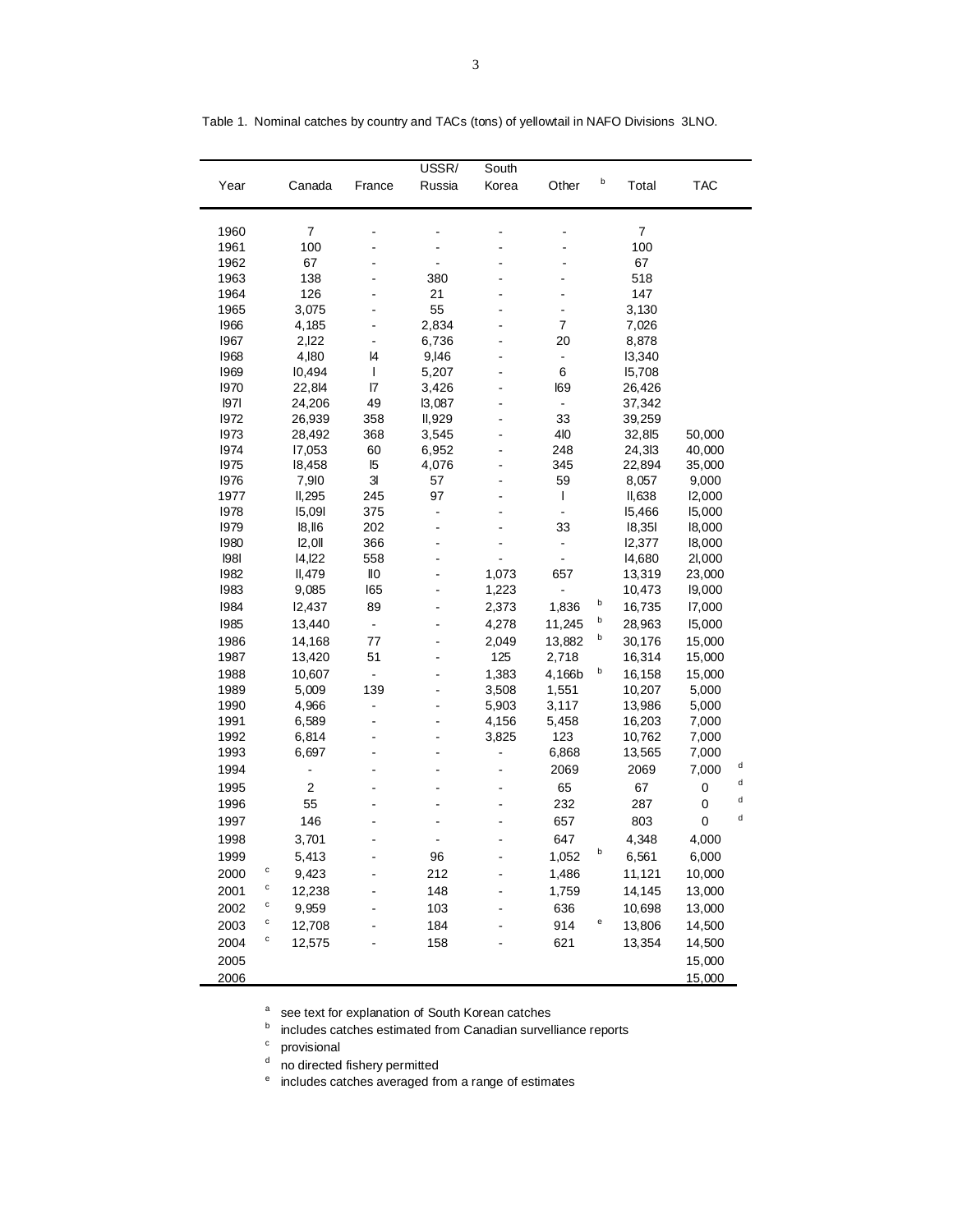Table 1. Nominal catches by country and TACs (tons) of yellowtail in NAFO Divisions 3LNO.

| Year | Canada | France | USSR/ Russia | South Korea | Other[b] | Total | TAC |
|---|---|---|---|---|---|---|---|
| 1960 | 7 | - | - | - | - | 7 | |
| 1961 | 100 | - | - | - | - | 100 | |
| 1962 | 67 | - | - | - | - | 67 | |
| 1963 | 138 | - | 380 | - | - | 518 | |
| 1964 | 126 | - | 21 | - | - | 147 | |
| 1965 | 3,075 | - | 55 | - | - | 3,130 | |
| l966 | 4,185 | - | 2,834 | - | 7 | 7,026 | |
| l967 | 2,l22 | - | 6,736 | - | 20 | 8,878 | |
| l968 | 4,l80 | l4 | 9,l46 | - | - | l3,340 | |
| l969 | l0,494 | l | 5,207 | - | 6 | l5,708 | |
| l970 | 22,8l4 | l7 | 3,426 | - | l69 | 26,426 | |
| l97l | 24,206 | 49 | l3,087 | - | - | 37,342 | |
| l972 | 26,939 | 358 | ll,929 | - | 33 | 39,259 | |
| l973 | 28,492 | 368 | 3,545 | - | 4l0 | 32,8l5 | 50,000 |
| l974 | l7,053 | 60 | 6,952 | - | 248 | 24,3l3 | 40,000 |
| l975 | l8,458 | l5 | 4,076 | - | 345 | 22,894 | 35,000 |
| l976 | 7,9l0 | 3l | 57 | - | 59 | 8,057 | 9,000 |
| 1977 | ll,295 | 245 | 97 | - | l | ll,638 | l2,000 |
| l978 | l5,09l | 375 | - | - | - | l5,466 | l5,000 |
| l979 | l8,ll6 | 202 | - | - | 33 | l8,35l | l8,000 |
| l980 | l2,0ll | 366 | - | - | - | l2,377 | l8,000 |
| l98l | l4,l22 | 558 | - | - | - | l4,680 | 2l,000 |
| l982 | ll,479 | ll0 | - | 1,073 | 657 | 13,319 | 23,000 |
| l983 | 9,085 | l65 | - | 1,223 | - | 10,473 | l9,000 |
| l984 | l2,437 | 89 | - | 2,373 | 1,836[b] | 16,735 | l7,000 |
| l985 | 13,440 | - | - | 4,278 | 11,245[b] | 28,963 | l5,000 |
| 1986 | 14,168 | 77 | - | 2,049 | 13,882[b] | 30,176 | 15,000 |
| 1987 | 13,420 | 51 | - | 125 | 2,718 | 16,314 | 15,000 |
| 1988 | 10,607 | - | - | 1,383 | 4,166b[b] | 16,158 | 15,000 |
| 1989 | 5,009 | 139 | - | 3,508 | 1,551 | 10,207 | 5,000 |
| 1990 | 4,966 | - | - | 5,903 | 3,117 | 13,986 | 5,000 |
| 1991 | 6,589 | - | - | 4,156 | 5,458 | 16,203 | 7,000 |
| 1992 | 6,814 | - | - | 3,825 | 123 | 10,762 | 7,000 |
| 1993 | 6,697 | - | - | - | 6,868 | 13,565 | 7,000 |
| 1994 | - | - | - | - | 2069 | 2069 | 7,000[d] |
| 1995 | 2 | - | - | - | 65 | 67 | 0[d] |
| 1996 | 55 | - | - | - | 232 | 287 | 0[d] |
| 1997 | 146 | - | - | - | 657 | 803 | 0[d] |
| 1998 | 3,701 | - | - | - | 647 | 4,348 | 4,000 |
| 1999 | 5,413 | - | 96 | - | 1,052[b] | 6,561 | 6,000 |
| 2000 | 9,423[c] | - | 212 | - | 1,486 | 11,121 | 10,000 |
| 2001 | 12,238[c] | - | 148 | - | 1,759 | 14,145 | 13,000 |
| 2002 | 9,959[c] | - | 103 | - | 636 | 10,698 | 13,000 |
| 2003 | 12,708[c] | - | 184 | - | 914[e] | 13,806 | 14,500 |
| 2004 | 12,575[c] | - | 158 | - | 621 | 13,354 | 14,500 |
| 2005 | | | | | | | 15,000 |
| 2006 | | | | | | | 15,000 |

[a] see text for explanation of South Korean catches
[b] includes catches estimated from Canadian surveilliance reports
[c] provisional
[d] no directed fishery permitted
[e] includes catches averaged from a range of estimates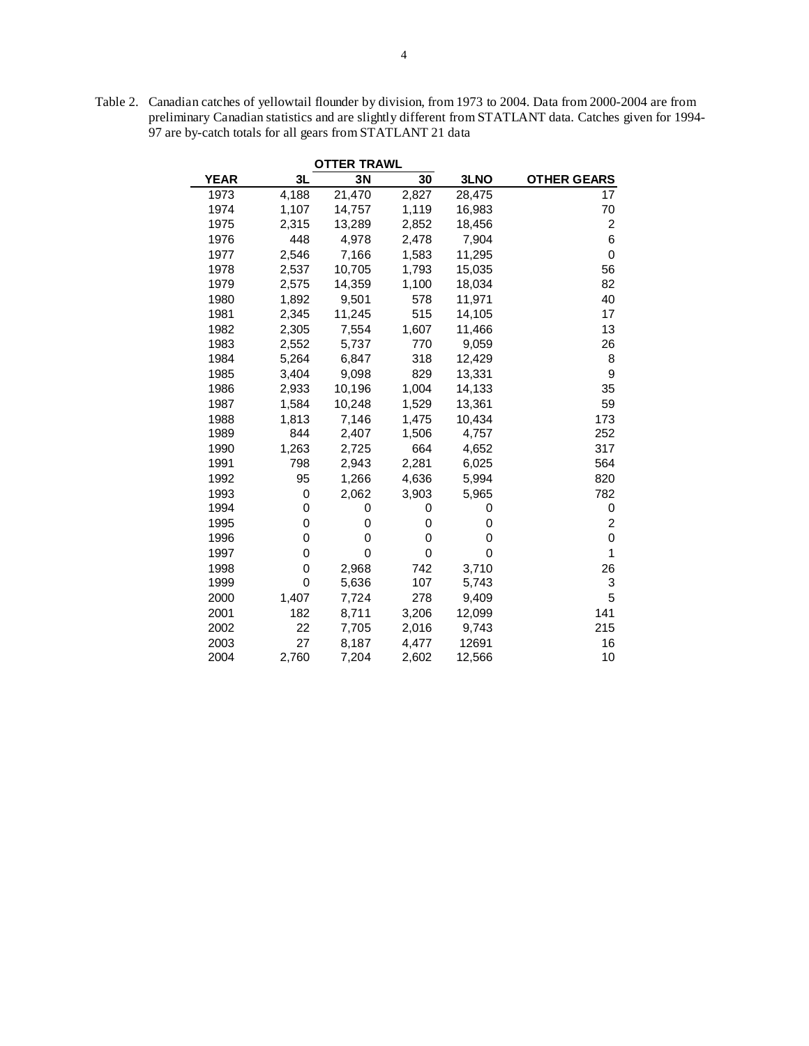Table 2. Canadian catches of yellowtail flounder by division, from 1973 to 2004. Data from 2000-2004 are from preliminary Canadian statistics and are slightly different from STATLANT data. Catches given for 1994-97 are by-catch totals for all gears from STATLANT 21 data

| | OTTER TRAWL | | | | |
|---|---|---|---|---|---|
| **YEAR** | **3L** | **3N** | **30** | **3LNO** | **OTHER GEARS** |
| 1973 | 4,188 | 21,470 | 2,827 | 28,475 | 17 |
| 1974 | 1,107 | 14,757 | 1,119 | 16,983 | 70 |
| 1975 | 2,315 | 13,289 | 2,852 | 18,456 | 2 |
| 1976 | 448 | 4,978 | 2,478 | 7,904 | 6 |
| 1977 | 2,546 | 7,166 | 1,583 | 11,295 | 0 |
| 1978 | 2,537 | 10,705 | 1,793 | 15,035 | 56 |
| 1979 | 2,575 | 14,359 | 1,100 | 18,034 | 82 |
| 1980 | 1,892 | 9,501 | 578 | 11,971 | 40 |
| 1981 | 2,345 | 11,245 | 515 | 14,105 | 17 |
| 1982 | 2,305 | 7,554 | 1,607 | 11,466 | 13 |
| 1983 | 2,552 | 5,737 | 770 | 9,059 | 26 |
| 1984 | 5,264 | 6,847 | 318 | 12,429 | 8 |
| 1985 | 3,404 | 9,098 | 829 | 13,331 | 9 |
| 1986 | 2,933 | 10,196 | 1,004 | 14,133 | 35 |
| 1987 | 1,584 | 10,248 | 1,529 | 13,361 | 59 |
| 1988 | 1,813 | 7,146 | 1,475 | 10,434 | 173 |
| 1989 | 844 | 2,407 | 1,506 | 4,757 | 252 |
| 1990 | 1,263 | 2,725 | 664 | 4,652 | 317 |
| 1991 | 798 | 2,943 | 2,281 | 6,025 | 564 |
| 1992 | 95 | 1,266 | 4,636 | 5,994 | 820 |
| 1993 | 0 | 2,062 | 3,903 | 5,965 | 782 |
| 1994 | 0 | 0 | 0 | 0 | 0 |
| 1995 | 0 | 0 | 0 | 0 | 2 |
| 1996 | 0 | 0 | 0 | 0 | 0 |
| 1997 | 0 | 0 | 0 | 0 | 1 |
| 1998 | 0 | 2,968 | 742 | 3,710 | 26 |
| 1999 | 0 | 5,636 | 107 | 5,743 | 3 |
| 2000 | 1,407 | 7,724 | 278 | 9,409 | 5 |
| 2001 | 182 | 8,711 | 3,206 | 12,099 | 141 |
| 2002 | 22 | 7,705 | 2,016 | 9,743 | 215 |
| 2003 | 27 | 8,187 | 4,477 | 12691 | 16 |
| 2004 | 2,760 | 7,204 | 2,602 | 12,566 | 10 |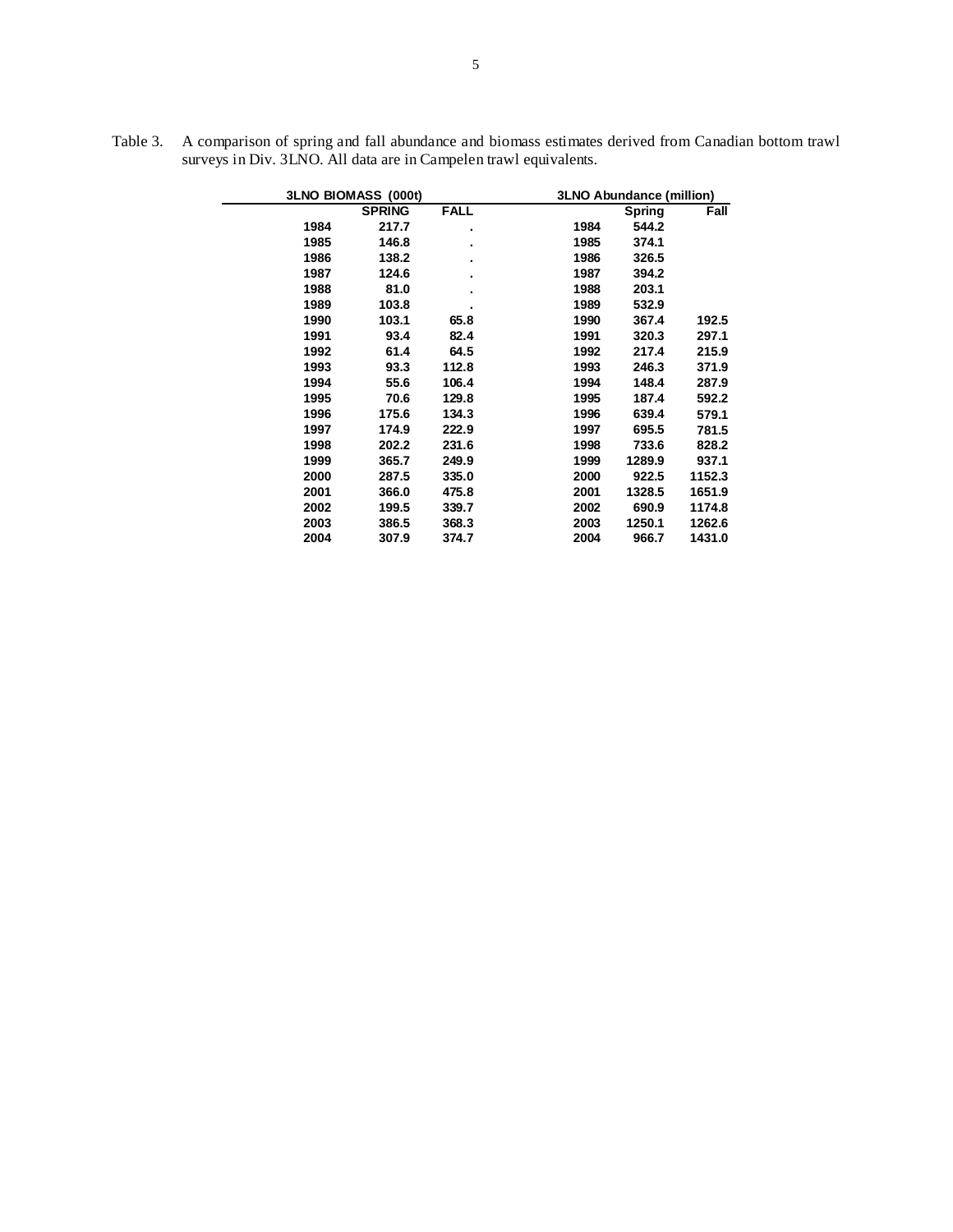Table 3. A comparison of spring and fall abundance and biomass estimates derived from Canadian bottom trawl surveys in Div. 3LNO. All data are in Campelen trawl equivalents.

| 3LNO BIOMASS (000t) | | | | 3LNO Abundance (million) | |
|---|---|---|---|---|---|
| | SPRING | FALL | | Spring | Fall |
| 1984 | 217.7 | . | 1984 | 544.2 | |
| 1985 | 146.8 | . | 1985 | 374.1 | |
| 1986 | 138.2 | . | 1986 | 326.5 | |
| 1987 | 124.6 | . | 1987 | 394.2 | |
| 1988 | 81.0 | . | 1988 | 203.1 | |
| 1989 | 103.8 | . | 1989 | 532.9 | |
| 1990 | 103.1 | 65.8 | 1990 | 367.4 | 192.5 |
| 1991 | 93.4 | 82.4 | 1991 | 320.3 | 297.1 |
| 1992 | 61.4 | 64.5 | 1992 | 217.4 | 215.9 |
| 1993 | 93.3 | 112.8 | 1993 | 246.3 | 371.9 |
| 1994 | 55.6 | 106.4 | 1994 | 148.4 | 287.9 |
| 1995 | 70.6 | 129.8 | 1995 | 187.4 | 592.2 |
| 1996 | 175.6 | 134.3 | 1996 | 639.4 | 579.1 |
| 1997 | 174.9 | 222.9 | 1997 | 695.5 | 781.5 |
| 1998 | 202.2 | 231.6 | 1998 | 733.6 | 828.2 |
| 1999 | 365.7 | 249.9 | 1999 | 1289.9 | 937.1 |
| 2000 | 287.5 | 335.0 | 2000 | 922.5 | 1152.3 |
| 2001 | 366.0 | 475.8 | 2001 | 1328.5 | 1651.9 |
| 2002 | 199.5 | 339.7 | 2002 | 690.9 | 1174.8 |
| 2003 | 386.5 | 368.3 | 2003 | 1250.1 | 1262.6 |
| 2004 | 307.9 | 374.7 | 2004 | 966.7 | 1431.0 |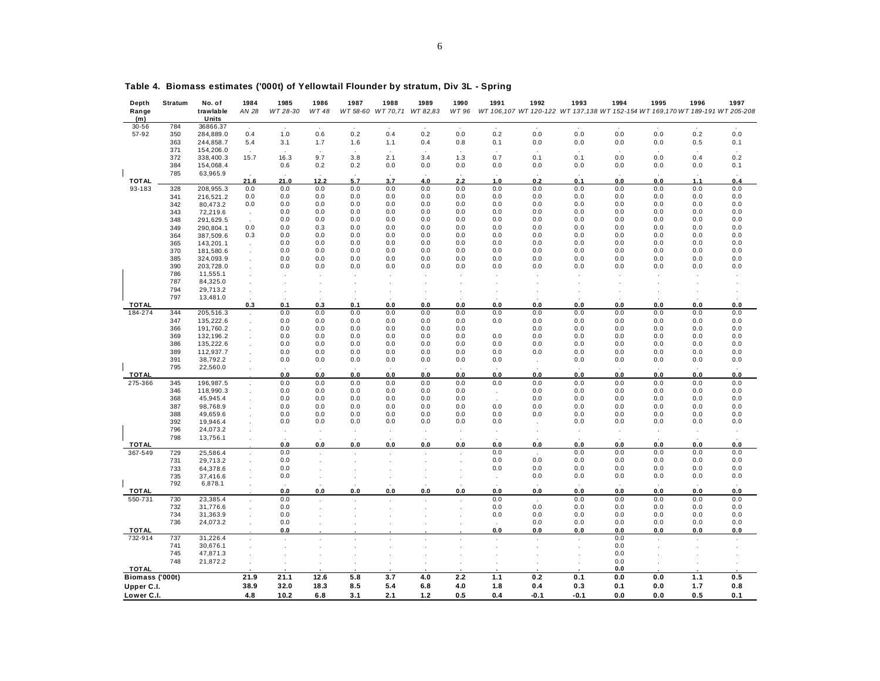**Table 4. Biomass estimates ('000t) of Yellowtail Flounder by stratum, Div 3L - Spring**

| Depth Range (m) | Stratum | No. of trawlable Units | 1984 *AN 28* | 1985 *WT 28-30* | 1986 *WT 48* | 1987 *WT 58-60* | 1988 *WT 70,71* | 1989 *WT 82,83* | 1990 *WT 96* | 1991 *WT 106,107* | 1992 *WT 120-122* | 1993 *WT 137,138* | 1994 *WT 152-154* | 1995 *WT 169,170* | 1996 *WT 189-191* | 1997 *WT 205-208* |
|---|---|---|---|---|---|---|---|---|---|---|---|---|---|---|---|---|
| 30-56 | 784 | 36866.37 | . | . | . | . | . | . | . | . | . | . | . | . | . | . |
| 57-92 | 350 | 284,889.0 | 0.4 | 1.0 | 0.6 | 0.2 | 0.4 | 0.2 | 0.0 | 0.2 | 0.0 | 0.0 | 0.0 | 0.0 | 0.2 | 0.0 |
| | 363 | 244,858.7 | 5.4 | 3.1 | 1.7 | 1.6 | 1.1 | 0.4 | 0.8 | 0.1 | 0.0 | 0.0 | 0.0 | 0.0 | 0.5 | 0.1 |
| | 371 | 154,206.0 | . | . | . | . | . | . | . | . | . | . | . | . | . | . |
| | 372 | 338,400.3 | 15.7 | 16.3 | 9.7 | 3.8 | 2.1 | 3.4 | 1.3 | 0.7 | 0.1 | 0.1 | 0.0 | 0.0 | 0.4 | 0.2 |
| | 384 | 154,068.4 | | 0.6 | 0.2 | 0.2 | 0.0 | 0.0 | 0.0 | 0.0 | 0.0 | 0.0 | 0.0 | 0.0 | 0.0 | 0.1 |
| | 785 | 63,965.9 | . | . | . | . | . | . | . | . | . | . | . | . | . | . |
| **TOTAL** | | | **21.6** | **21.0** | **12.2** | **5.7** | **3.7** | **4.0** | **2.2** | **1.0** | **0.2** | **0.1** | **0.0** | **0.0** | **1.1** | **0.4** |
| 93-183 | 328 | 208,955.3 | 0.0 | 0.0 | 0.0 | 0.0 | 0.0 | 0.0 | 0.0 | 0.0 | 0.0 | 0.0 | 0.0 | 0.0 | 0.0 | 0.0 |
| | 341 | 216,521.2 | 0.0 | 0.0 | 0.0 | 0.0 | 0.0 | 0.0 | 0.0 | 0.0 | 0.0 | 0.0 | 0.0 | 0.0 | 0.0 | 0.0 |
| | 342 | 80,473.2 | 0.0 | 0.0 | 0.0 | 0.0 | 0.0 | 0.0 | 0.0 | 0.0 | 0.0 | 0.0 | 0.0 | 0.0 | 0.0 | 0.0 |
| | 343 | 72,219.6 | . | 0.0 | 0.0 | 0.0 | 0.0 | 0.0 | 0.0 | 0.0 | 0.0 | 0.0 | 0.0 | 0.0 | 0.0 | 0.0 |
| | 348 | 291,629.5 | . | 0.0 | 0.0 | 0.0 | 0.0 | 0.0 | 0.0 | 0.0 | 0.0 | 0.0 | 0.0 | 0.0 | 0.0 | 0.0 |
| | 349 | 290,804.1 | 0.0 | 0.0 | 0.3 | 0.0 | 0.0 | 0.0 | 0.0 | 0.0 | 0.0 | 0.0 | 0.0 | 0.0 | 0.0 | 0.0 |
| | 364 | 387,509.6 | 0.3 | 0.0 | 0.0 | 0.0 | 0.0 | 0.0 | 0.0 | 0.0 | 0.0 | 0.0 | 0.0 | 0.0 | 0.0 | 0.0 |
| | 365 | 143,201.1 | . | 0.0 | 0.0 | 0.0 | 0.0 | 0.0 | 0.0 | 0.0 | 0.0 | 0.0 | 0.0 | 0.0 | 0.0 | 0.0 |
| | 370 | 181,580.6 | . | 0.0 | 0.0 | 0.0 | 0.0 | 0.0 | 0.0 | 0.0 | 0.0 | 0.0 | 0.0 | 0.0 | 0.0 | 0.0 |
| | 385 | 324,093.9 | . | 0.0 | 0.0 | 0.0 | 0.0 | 0.0 | 0.0 | 0.0 | 0.0 | 0.0 | 0.0 | 0.0 | 0.0 | 0.0 |
| | 390 | 203,728.0 | . | 0.0 | 0.0 | 0.0 | 0.0 | 0.0 | 0.0 | 0.0 | 0.0 | 0.0 | 0.0 | 0.0 | 0.0 | 0.0 |
| | 786 | 11,555.1 | . | . | . | . | . | . | . | . | . | . | . | . | . | . |
| | 787 | 84,325.0 | . | . | . | . | . | . | . | . | . | . | . | . | . | . |
| | 794 | 29,713.2 | . | . | . | . | . | . | . | . | . | . | . | . | . | . |
| | 797 | 13,481.0 | . | . | . | . | . | . | . | . | . | . | . | . | . | . |
| **TOTAL** | | | **0.3** | **0.1** | **0.3** | **0.1** | **0.0** | **0.0** | **0.0** | **0.0** | **0.0** | **0.0** | **0.0** | **0.0** | **0.0** | **0.0** |
| 184-274 | 344 | 205,516.3 | . | 0.0 | 0.0 | 0.0 | 0.0 | 0.0 | 0.0 | 0.0 | 0.0 | 0.0 | 0.0 | 0.0 | 0.0 | 0.0 |
| | 347 | 135,222.6 | . | 0.0 | 0.0 | 0.0 | 0.0 | 0.0 | 0.0 | 0.0 | 0.0 | 0.0 | 0.0 | 0.0 | 0.0 | 0.0 |
| | 366 | 191,760.2 | . | 0.0 | 0.0 | 0.0 | 0.0 | 0.0 | 0.0 | | 0.0 | 0.0 | 0.0 | 0.0 | 0.0 | 0.0 |
| | 369 | 132,196.2 | . | 0.0 | 0.0 | 0.0 | 0.0 | 0.0 | 0.0 | 0.0 | 0.0 | 0.0 | 0.0 | 0.0 | 0.0 | 0.0 |
| | 386 | 135,222.6 | . | 0.0 | 0.0 | 0.0 | 0.0 | 0.0 | 0.0 | 0.0 | 0.0 | 0.0 | 0.0 | 0.0 | 0.0 | 0.0 |
| | 389 | 112,937.7 | . | 0.0 | 0.0 | 0.0 | 0.0 | 0.0 | 0.0 | 0.0 | 0.0 | 0.0 | 0.0 | 0.0 | 0.0 | 0.0 |
| | 391 | 38,792.2 | . | 0.0 | 0.0 | 0.0 | 0.0 | 0.0 | 0.0 | 0.0 | . | 0.0 | 0.0 | 0.0 | 0.0 | 0.0 |
| | 795 | 22,560.0 | . | . | . | . | . | . | . | . | . | . | . | . | . | . |
| **TOTAL** | | | . | **0.0** | **0.0** | **0.0** | **0.0** | **0.0** | **0.0** | **0.0** | **0.0** | **0.0** | **0.0** | **0.0** | **0.0** | **0.0** |
| 275-366 | 345 | 196,987.5 | . | 0.0 | 0.0 | 0.0 | 0.0 | 0.0 | 0.0 | 0.0 | 0.0 | 0.0 | 0.0 | 0.0 | 0.0 | 0.0 |
| | 346 | 118,990.3 | . | 0.0 | 0.0 | 0.0 | 0.0 | 0.0 | 0.0 | . | 0.0 | 0.0 | 0.0 | 0.0 | 0.0 | 0.0 |
| | 368 | 45,945.4 | . | 0.0 | 0.0 | 0.0 | 0.0 | 0.0 | 0.0 | . | 0.0 | 0.0 | 0.0 | 0.0 | 0.0 | 0.0 |
| | 387 | 98,768.9 | . | 0.0 | 0.0 | 0.0 | 0.0 | 0.0 | 0.0 | 0.0 | 0.0 | 0.0 | 0.0 | 0.0 | 0.0 | 0.0 |
| | 388 | 49,659.6 | . | 0.0 | 0.0 | 0.0 | 0.0 | 0.0 | 0.0 | 0.0 | 0.0 | 0.0 | 0.0 | 0.0 | 0.0 | 0.0 |
| | 392 | 19,946.4 | . | 0.0 | 0.0 | 0.0 | 0.0 | 0.0 | 0.0 | 0.0 | . | 0.0 | 0.0 | 0.0 | 0.0 | 0.0 |
| | 796 | 24,073.2 | . | . | . | . | . | . | . | . | . | . | . | . | . | . |
| | 798 | 13,756.1 | . | . | . | . | . | . | . | . | . | . | . | . | . | . |
| **TOTAL** | | | . | **0.0** | **0.0** | **0.0** | **0.0** | **0.0** | **0.0** | **0.0** | **0.0** | **0.0** | **0.0** | **0.0** | **0.0** | **0.0** |
| 367-549 | 729 | 25,586.4 | . | 0.0 | . | . | . | . | . | 0.0 | . | 0.0 | 0.0 | 0.0 | 0.0 | 0.0 |
| | 731 | 29,713.2 | . | 0.0 | . | . | . | . | . | 0.0 | 0.0 | 0.0 | 0.0 | 0.0 | 0.0 | 0.0 |
| | 733 | 64,378.6 | . | 0.0 | . | . | . | . | . | 0.0 | 0.0 | 0.0 | 0.0 | 0.0 | 0.0 | 0.0 |
| | 735 | 37,416.6 | . | 0.0 | . | . | . | . | . | . | 0.0 | 0.0 | 0.0 | 0.0 | 0.0 | 0.0 |
| | 792 | 6,878.1 | . | . | . | . | . | . | . | . | . | . | . | . | . | . |
| **TOTAL** | | | . | **0.0** | **0.0** | **0.0** | **0.0** | **0.0** | **0.0** | **0.0** | **0.0** | **0.0** | **0.0** | **0.0** | **0.0** | **0.0** |
| 550-731 | 730 | 23,385.4 | . | 0.0 | . | . | . | . | . | 0.0 | . | 0.0 | 0.0 | 0.0 | 0.0 | 0.0 |
| | 732 | 31,776.6 | . | 0.0 | . | . | . | . | . | 0.0 | 0.0 | 0.0 | 0.0 | 0.0 | 0.0 | 0.0 |
| | 734 | 31,363.9 | . | 0.0 | . | . | . | . | . | 0.0 | 0.0 | 0.0 | 0.0 | 0.0 | 0.0 | 0.0 |
| | 736 | 24,073.2 | . | 0.0 | . | . | . | . | . | . | 0.0 | 0.0 | 0.0 | 0.0 | 0.0 | 0.0 |
| **TOTAL** | | | . | **0.0** | . | . | . | . | . | **0.0** | **0.0** | **0.0** | **0.0** | **0.0** | **0.0** | **0.0** |
| 732-914 | 737 | 31,226.4 | . | . | . | . | . | . | . | . | . | . | 0.0 | . | . | . |
| | 741 | 30,676.1 | . | . | . | . | . | . | . | . | . | . | 0.0 | . | . | . |
| | 745 | 47,871.3 | . | . | . | . | . | . | . | . | . | . | 0.0 | . | . | . |
| | 748 | 21,872.2 | . | . | . | . | . | . | . | . | . | . | 0.0 | . | . | . |
| **TOTAL** | | | . | . | . | . | . | . | . | . | . | . | **0.0** | . | . | . |
| **Biomass ('000t)** | | | **21.9** | **21.1** | **12.6** | **5.8** | **3.7** | **4.0** | **2.2** | **1.1** | **0.2** | **0.1** | **0.0** | **0.0** | **1.1** | **0.5** |
| **Upper C.I.** | | | **38.9** | **32.0** | **18.3** | **8.5** | **5.4** | **6.8** | **4.0** | **1.8** | **0.4** | **0.3** | **0.1** | **0.0** | **1.7** | **0.8** |
| **Lower C.I.** | | | **4.8** | **10.2** | **6.8** | **3.1** | **2.1** | **1.2** | **0.5** | **0.4** | **-0.1** | **-0.1** | **0.0** | **0.0** | **0.5** | **0.1** |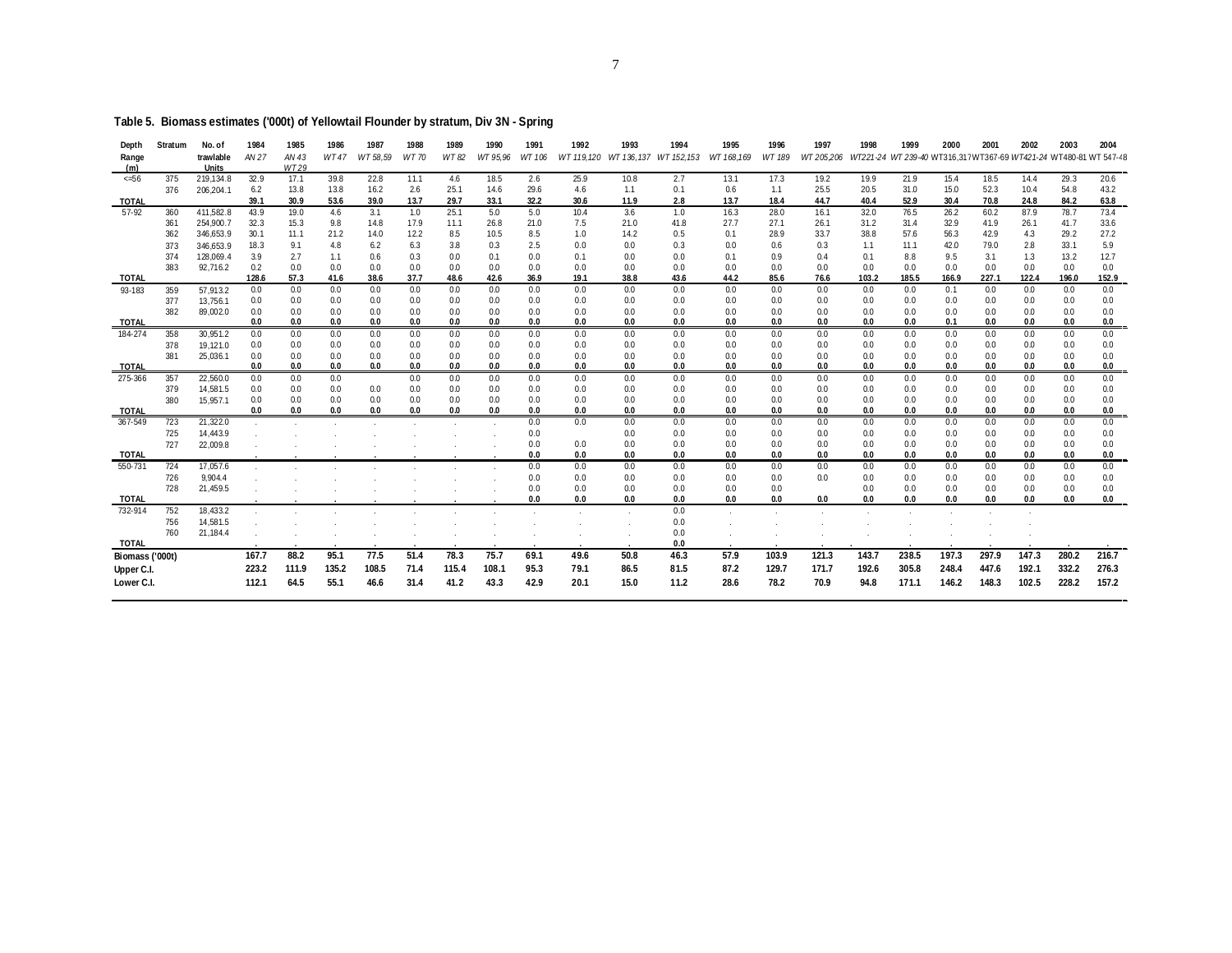**Table 5. Biomass estimates ('000t) of Yellowtail Flounder by stratum, Div 3N - Spring**

| Depth Range (m) | Stratum | No. of trawlable Units | 1984 | 1985 | 1986 | 1987 | 1988 | 1989 | 1990 | 1991 | 1992 | 1993 | 1994 | 1995 | 1996 | 1997 | 1998 | 1999 | 2000 | 2001 | 2002 | 2003 | 2004 |
|---|---|---|---|---|---|---|---|---|---|---|---|---|---|---|---|---|---|---|---|---|---|---|---|
| | | | *AN 27* | *AN 43 WT 29* | *WT 47* | *WT 58,59* | *WT 70* | *WT 82* | *WT 95,96* | *WT 106* | *WT 119,120* | *WT 136,137* | *WT 152,153* | *WT 168,169* | *WT 189* | *WT 205,206* | *WT221-24* | *WT 239-40* | WT316,317 | WT367-69 | *WT421-24* | WT480-81 | WT 547-48 |
| <=56 | 375 | 219,134.8 | 32.9 | 17.1 | 39.8 | 22.8 | 11.1 | 4.6 | 18.5 | 2.6 | 25.9 | 10.8 | 2.7 | 13.1 | 17.3 | 19.2 | 19.9 | 21.9 | 15.4 | 18.5 | 14.4 | 29.3 | 20.6 |
| | 376 | 206,204.1 | 6.2 | 13.8 | 13.8 | 16.2 | 2.6 | 25.1 | 14.6 | 29.6 | 4.6 | 1.1 | 0.1 | 0.6 | 1.1 | 25.5 | 20.5 | 31.0 | 15.0 | 52.3 | 10.4 | 54.8 | 43.2 |
| **TOTAL** | | | **39.1** | **30.9** | **53.6** | **39.0** | **13.7** | **29.7** | **33.1** | **32.2** | **30.6** | **11.9** | **2.8** | **13.7** | **18.4** | **44.7** | **40.4** | **52.9** | **30.4** | **70.8** | **24.8** | **84.2** | **63.8** |
| 57-92 | 360 | 411,582.8 | 43.9 | 19.0 | 4.6 | 3.1 | 1.0 | 25.1 | 5.0 | 5.0 | 10.4 | 3.6 | 1.0 | 16.3 | 28.0 | 16.1 | 32.0 | 76.5 | 26.2 | 60.2 | 87.9 | 78.7 | 73.4 |
| | 361 | 254,900.7 | 32.3 | 15.3 | 9.8 | 14.8 | 17.9 | 11.1 | 26.8 | 21.0 | 7.5 | 21.0 | 41.8 | 27.7 | 27.1 | 26.1 | 31.2 | 31.4 | 32.9 | 41.9 | 26.1 | 41.7 | 33.6 |
| | 362 | 346,653.9 | 30.1 | 11.1 | 21.2 | 14.0 | 12.2 | 8.5 | 10.5 | 8.5 | 1.0 | 14.2 | 0.5 | 0.1 | 28.9 | 33.7 | 38.8 | 57.6 | 56.3 | 42.9 | 4.3 | 29.2 | 27.2 |
| | 373 | 346,653.9 | 18.3 | 9.1 | 4.8 | 6.2 | 6.3 | 3.8 | 0.3 | 2.5 | 0.0 | 0.0 | 0.3 | 0.0 | 0.6 | 0.3 | 1.1 | 11.1 | 42.0 | 79.0 | 2.8 | 33.1 | 5.9 |
| | 374 | 128,069.4 | 3.9 | 2.7 | 1.1 | 0.6 | 0.3 | 0.0 | 0.1 | 0.0 | 0.1 | 0.0 | 0.0 | 0.1 | 0.9 | 0.4 | 0.1 | 8.8 | 9.5 | 3.1 | 1.3 | 13.2 | 12.7 |
| | 383 | 92,716.2 | 0.2 | 0.0 | 0.0 | 0.0 | 0.0 | 0.0 | 0.0 | 0.0 | 0.0 | 0.0 | 0.0 | 0.0 | 0.0 | 0.0 | 0.0 | 0.0 | 0.0 | 0.0 | 0.0 | 0.0 | 0.0 |
| **TOTAL** | | | **128.6** | **57.3** | **41.6** | **38.6** | **37.7** | **48.6** | **42.6** | **36.9** | **19.1** | **38.8** | **43.6** | **44.2** | **85.6** | **76.6** | **103.2** | **185.5** | **166.9** | **227.1** | **122.4** | **196.0** | **152.9** |
| 93-183 | 359 | 57,913.2 | 0.0 | 0.0 | 0.0 | 0.0 | 0.0 | 0.0 | 0.0 | 0.0 | 0.0 | 0.0 | 0.0 | 0.0 | 0.0 | 0.0 | 0.0 | 0.0 | 0.1 | 0.0 | 0.0 | 0.0 | 0.0 |
| | 377 | 13,756.1 | 0.0 | 0.0 | 0.0 | 0.0 | 0.0 | 0.0 | 0.0 | 0.0 | 0.0 | 0.0 | 0.0 | 0.0 | 0.0 | 0.0 | 0.0 | 0.0 | 0.0 | 0.0 | 0.0 | 0.0 | 0.0 |
| | 382 | 89,002.0 | 0.0 | 0.0 | 0.0 | 0.0 | 0.0 | 0.0 | 0.0 | 0.0 | 0.0 | 0.0 | 0.0 | 0.0 | 0.0 | 0.0 | 0.0 | 0.0 | 0.0 | 0.0 | 0.0 | 0.0 | 0.0 |
| **TOTAL** | | | **0.0** | **0.0** | **0.0** | **0.0** | **0.0** | **0.0** | **0.0** | **0.0** | **0.0** | **0.0** | **0.0** | **0.0** | **0.0** | **0.0** | **0.0** | **0.0** | **0.1** | **0.0** | **0.0** | **0.0** | **0.0** |
| 184-274 | 358 | 30,951.2 | 0.0 | 0.0 | 0.0 | 0.0 | 0.0 | 0.0 | 0.0 | 0.0 | 0.0 | 0.0 | 0.0 | 0.0 | 0.0 | 0.0 | 0.0 | 0.0 | 0.0 | 0.0 | 0.0 | 0.0 | 0.0 |
| | 378 | 19,121.0 | 0.0 | 0.0 | 0.0 | 0.0 | 0.0 | 0.0 | 0.0 | 0.0 | 0.0 | 0.0 | 0.0 | 0.0 | 0.0 | 0.0 | 0.0 | 0.0 | 0.0 | 0.0 | 0.0 | 0.0 | 0.0 |
| | 381 | 25,036.1 | 0.0 | 0.0 | 0.0 | 0.0 | 0.0 | 0.0 | 0.0 | 0.0 | 0.0 | 0.0 | 0.0 | 0.0 | 0.0 | 0.0 | 0.0 | 0.0 | 0.0 | 0.0 | 0.0 | 0.0 | 0.0 |
| **TOTAL** | | | **0.0** | **0.0** | **0.0** | **0.0** | **0.0** | **0.0** | **0.0** | **0.0** | **0.0** | **0.0** | **0.0** | **0.0** | **0.0** | **0.0** | **0.0** | **0.0** | **0.0** | **0.0** | **0.0** | **0.0** | **0.0** |
| 275-366 | 357 | 22,560.0 | 0.0 | 0.0 | 0.0 | | 0.0 | 0.0 | 0.0 | 0.0 | 0.0 | 0.0 | 0.0 | 0.0 | 0.0 | 0.0 | 0.0 | 0.0 | 0.0 | 0.0 | 0.0 | 0.0 | 0.0 |
| | 379 | 14,581.5 | 0.0 | 0.0 | 0.0 | 0.0 | 0.0 | 0.0 | 0.0 | 0.0 | 0.0 | 0.0 | 0.0 | 0.0 | 0.0 | 0.0 | 0.0 | 0.0 | 0.0 | 0.0 | 0.0 | 0.0 | 0.0 |
| | 380 | 15,957.1 | 0.0 | 0.0 | 0.0 | 0.0 | 0.0 | 0.0 | 0.0 | 0.0 | 0.0 | 0.0 | 0.0 | 0.0 | 0.0 | 0.0 | 0.0 | 0.0 | 0.0 | 0.0 | 0.0 | 0.0 | 0.0 |
| **TOTAL** | | | **0.0** | **0.0** | **0.0** | **0.0** | **0.0** | **0.0** | **0.0** | **0.0** | **0.0** | **0.0** | **0.0** | **0.0** | **0.0** | **0.0** | **0.0** | **0.0** | **0.0** | **0.0** | **0.0** | **0.0** | **0.0** |
| 367-549 | 723 | 21,322.0 | . | . | . | . | . | . | . | 0.0 | 0.0 | 0.0 | 0.0 | 0.0 | 0.0 | 0.0 | 0.0 | 0.0 | 0.0 | 0.0 | 0.0 | 0.0 | 0.0 |
| | 725 | 14,443.9 | . | . | . | . | . | . | . | 0.0 | | 0.0 | 0.0 | 0.0 | 0.0 | 0.0 | 0.0 | 0.0 | 0.0 | 0.0 | 0.0 | 0.0 | 0.0 |
| | 727 | 22,009.8 | . | . | . | . | . | . | . | 0.0 | 0.0 | 0.0 | 0.0 | 0.0 | 0.0 | 0.0 | 0.0 | 0.0 | 0.0 | 0.0 | 0.0 | 0.0 | 0.0 |
| **TOTAL** | | | **.** | **.** | **.** | **.** | **.** | **.** | **.** | **0.0** | **0.0** | **0.0** | **0.0** | **0.0** | **0.0** | **0.0** | **0.0** | **0.0** | **0.0** | **0.0** | **0.0** | **0.0** | **0.0** |
| 550-731 | 724 | 17,057.6 | . | . | . | . | . | . | . | 0.0 | 0.0 | 0.0 | 0.0 | 0.0 | 0.0 | 0.0 | 0.0 | 0.0 | 0.0 | 0.0 | 0.0 | 0.0 | 0.0 |
| | 726 | 9,904.4 | . | . | . | . | . | . | . | 0.0 | 0.0 | 0.0 | 0.0 | 0.0 | 0.0 | 0.0 | 0.0 | 0.0 | 0.0 | 0.0 | 0.0 | 0.0 | 0.0 |
| | 728 | 21,459.5 | . | . | . | . | . | . | . | 0.0 | 0.0 | 0.0 | 0.0 | 0.0 | 0.0 | | 0.0 | 0.0 | 0.0 | 0.0 | 0.0 | 0.0 | 0.0 |
| **TOTAL** | | | **.** | **.** | **.** | **.** | **.** | **.** | **.** | **0.0** | **0.0** | **0.0** | **0.0** | **0.0** | **0.0** | **0.0** | **0.0** | **0.0** | **0.0** | **0.0** | **0.0** | **0.0** | **0.0** |
| 732-914 | 752 | 18,433.2 | . | . | . | . | . | . | . | . | . | . | 0.0 | . | . | . | . | . | . | . | . | | |
| | 756 | 14,581.5 | . | . | . | . | . | . | . | . | . | . | 0.0 | . | . | . | . | . | . | . | . | | |
| | 760 | 21,184.4 | . | . | . | . | . | . | . | . | . | . | 0.0 | . | . | . | . | . | . | . | . | | |
| **TOTAL** | | | **.** | **.** | **.** | **.** | **.** | **.** | **.** | **.** | **.** | **.** | **0.0** | **.** | **.** | **.** | **.** | **.** | **.** | **.** | **.** | **.** | **.** |
| **Biomass ('000t)** | | | **167.7** | **88.2** | **95.1** | **77.5** | **51.4** | **78.3** | **75.7** | **69.1** | **49.6** | **50.8** | **46.3** | **57.9** | **103.9** | **121.3** | **143.7** | **238.5** | **197.3** | **297.9** | **147.3** | **280.2** | **216.7** |
| **Upper C.I.** | | | **223.2** | **111.9** | **135.2** | **108.5** | **71.4** | **115.4** | **108.1** | **95.3** | **79.1** | **86.5** | **81.5** | **87.2** | **129.7** | **171.7** | **192.6** | **305.8** | **248.4** | **447.6** | **192.1** | **332.2** | **276.3** |
| **Lower C.I.** | | | **112.1** | **64.5** | **55.1** | **46.6** | **31.4** | **41.2** | **43.3** | **42.9** | **20.1** | **15.0** | **11.2** | **28.6** | **78.2** | **70.9** | **94.8** | **171.1** | **146.2** | **148.3** | **102.5** | **228.2** | **157.2** |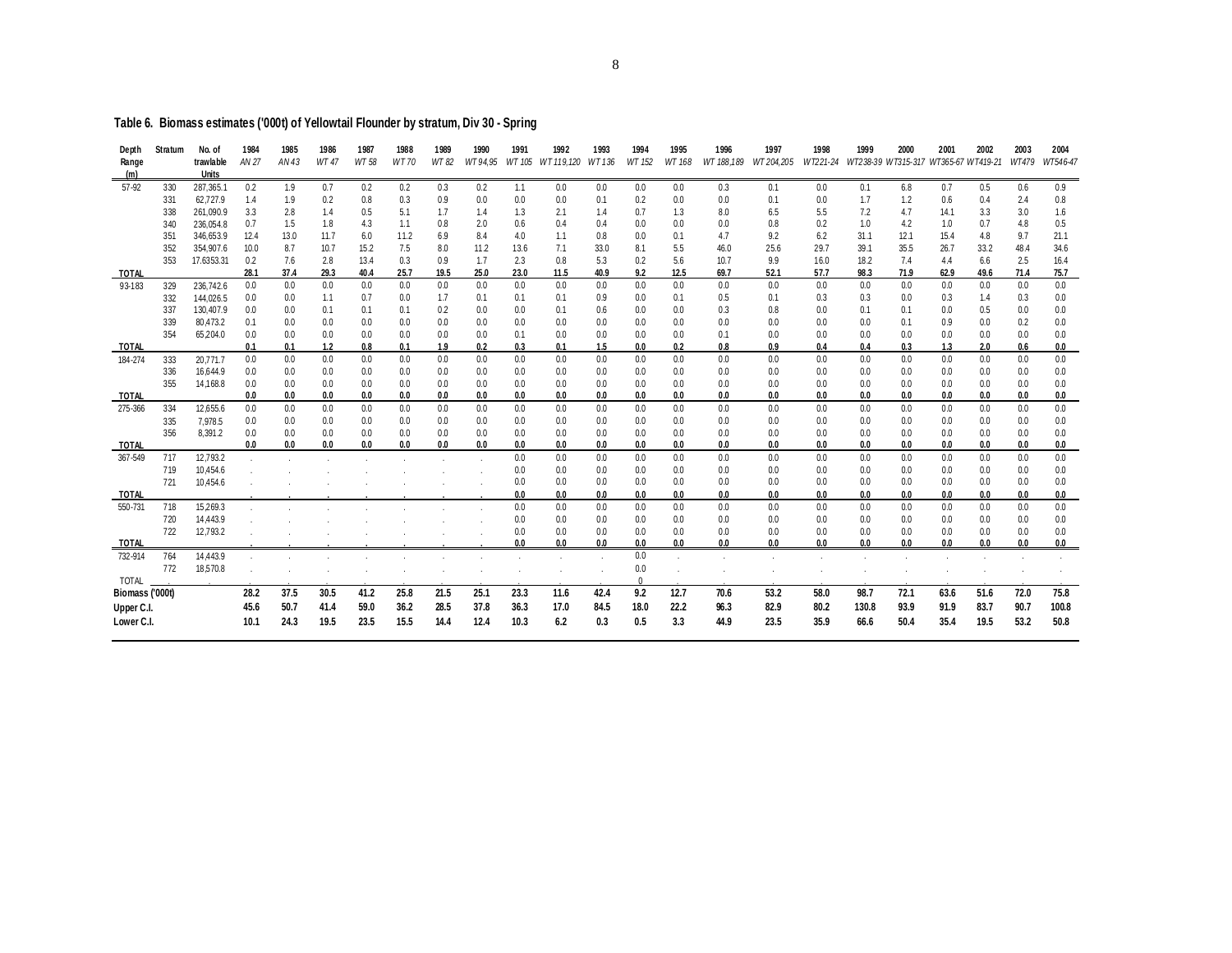**Table 6. Biomass estimates ('000t) of Yellowtail Flounder by stratum, Div 30 - Spring**

| Depth Range (m) | Stratum | No. of trawlable Units | 1984 *AN 27* | 1985 *AN 43* | 1986 *WT 47* | 1987 *WT 58* | 1988 *WT 70* | 1989 *WT 82* | 1990 *WT 94,95* | 1991 *WT 105* | 1992 *WT 119,120* | 1993 *WT 136* | 1994 *WT 152* | 1995 *WT 168* | 1996 *WT 188,189* | 1997 *WT 204,205* | 1998 *WT221-24* | 1999 *WT238-39* | 2000 *WT315-317* | 2001 *WT365-67* | 2002 *WT419-21* | 2003 *WT479* | 2004 *WT546-47* |
|---|---|---|---|---|---|---|---|---|---|---|---|---|---|---|---|---|---|---|---|---|---|---|---|
| 57-92 | 330 | 287,365.1 | 0.2 | 1.9 | 0.7 | 0.2 | 0.2 | 0.3 | 0.2 | 1.1 | 0.0 | 0.0 | 0.0 | 0.0 | 0.3 | 0.1 | 0.0 | 0.1 | 6.8 | 0.7 | 0.5 | 0.6 | 0.9 |
| | 331 | 62,727.9 | 1.4 | 1.9 | 0.2 | 0.8 | 0.3 | 0.9 | 0.0 | 0.0 | 0.0 | 0.1 | 0.2 | 0.0 | 0.0 | 0.1 | 0.0 | 1.7 | 1.2 | 0.6 | 0.4 | 2.4 | 0.8 |
| | 338 | 261,090.9 | 3.3 | 2.8 | 1.4 | 0.5 | 5.1 | 1.7 | 1.4 | 1.3 | 2.1 | 1.4 | 0.7 | 1.3 | 8.0 | 6.5 | 5.5 | 7.2 | 4.7 | 14.1 | 3.3 | 3.0 | 1.6 |
| | 340 | 236,054.8 | 0.7 | 1.5 | 1.8 | 4.3 | 1.1 | 0.8 | 2.0 | 0.6 | 0.4 | 0.4 | 0.0 | 0.0 | 0.0 | 0.8 | 0.2 | 1.0 | 4.2 | 1.0 | 0.7 | 4.8 | 0.5 |
| | 351 | 346,653.9 | 12.4 | 13.0 | 11.7 | 6.0 | 11.2 | 6.9 | 8.4 | 4.0 | 1.1 | 0.8 | 0.0 | 0.1 | 4.7 | 9.2 | 6.2 | 31.1 | 12.1 | 15.4 | 4.8 | 9.7 | 21.1 |
| | 352 | 354,907.6 | 10.0 | 8.7 | 10.7 | 15.2 | 7.5 | 8.0 | 11.2 | 13.6 | 7.1 | 33.0 | 8.1 | 5.5 | 46.0 | 25.6 | 29.7 | 39.1 | 35.5 | 26.7 | 33.2 | 48.4 | 34.6 |
| | 353 | 17.6353.31 | 0.2 | 7.6 | 2.8 | 13.4 | 0.3 | 0.9 | 1.7 | 2.3 | 0.8 | 5.3 | 0.2 | 5.6 | 10.7 | 9.9 | 16.0 | 18.2 | 7.4 | 4.4 | 6.6 | 2.5 | 16.4 |
| **TOTAL** | | | **28.1** | **37.4** | **29.3** | **40.4** | **25.7** | **19.5** | **25.0** | **23.0** | **11.5** | **40.9** | **9.2** | **12.5** | **69.7** | **52.1** | **57.7** | **98.3** | **71.9** | **62.9** | **49.6** | **71.4** | **75.7** |
| 93-183 | 329 | 236,742.6 | 0.0 | 0.0 | 0.0 | 0.0 | 0.0 | 0.0 | 0.0 | 0.0 | 0.0 | 0.0 | 0.0 | 0.0 | 0.0 | 0.0 | 0.0 | 0.0 | 0.0 | 0.0 | 0.0 | 0.0 | 0.0 |
| | 332 | 144,026.5 | 0.0 | 0.0 | 1.1 | 0.7 | 0.0 | 1.7 | 0.1 | 0.1 | 0.1 | 0.9 | 0.0 | 0.1 | 0.5 | 0.1 | 0.3 | 0.3 | 0.0 | 0.3 | 1.4 | 0.3 | 0.0 |
| | 337 | 130,407.9 | 0.0 | 0.0 | 0.1 | 0.1 | 0.1 | 0.2 | 0.0 | 0.0 | 0.1 | 0.6 | 0.0 | 0.0 | 0.3 | 0.8 | 0.0 | 0.1 | 0.1 | 0.0 | 0.5 | 0.0 | 0.0 |
| | 339 | 80,473.2 | 0.1 | 0.0 | 0.0 | 0.0 | 0.0 | 0.0 | 0.0 | 0.0 | 0.0 | 0.0 | 0.0 | 0.0 | 0.0 | 0.0 | 0.0 | 0.0 | 0.1 | 0.9 | 0.0 | 0.2 | 0.0 |
| | 354 | 65,204.0 | 0.0 | 0.0 | 0.0 | 0.0 | 0.0 | 0.0 | 0.0 | 0.1 | 0.0 | 0.0 | 0.0 | 0.0 | 0.1 | 0.0 | 0.0 | 0.0 | 0.0 | 0.0 | 0.0 | 0.0 | 0.0 |
| **TOTAL** | | | **0.1** | **0.1** | **1.2** | **0.8** | **0.1** | **1.9** | **0.2** | **0.3** | **0.1** | **1.5** | **0.0** | **0.2** | **0.8** | **0.9** | **0.4** | **0.4** | **0.3** | **1.3** | **2.0** | **0.6** | **0.0** |
| 184-274 | 333 | 20,771.7 | 0.0 | 0.0 | 0.0 | 0.0 | 0.0 | 0.0 | 0.0 | 0.0 | 0.0 | 0.0 | 0.0 | 0.0 | 0.0 | 0.0 | 0.0 | 0.0 | 0.0 | 0.0 | 0.0 | 0.0 | 0.0 |
| | 336 | 16,644.9 | 0.0 | 0.0 | 0.0 | 0.0 | 0.0 | 0.0 | 0.0 | 0.0 | 0.0 | 0.0 | 0.0 | 0.0 | 0.0 | 0.0 | 0.0 | 0.0 | 0.0 | 0.0 | 0.0 | 0.0 | 0.0 |
| | 355 | 14,168.8 | 0.0 | 0.0 | 0.0 | 0.0 | 0.0 | 0.0 | 0.0 | 0.0 | 0.0 | 0.0 | 0.0 | 0.0 | 0.0 | 0.0 | 0.0 | 0.0 | 0.0 | 0.0 | 0.0 | 0.0 | 0.0 |
| **TOTAL** | | | **0.0** | **0.0** | **0.0** | **0.0** | **0.0** | **0.0** | **0.0** | **0.0** | **0.0** | **0.0** | **0.0** | **0.0** | **0.0** | **0.0** | **0.0** | **0.0** | **0.0** | **0.0** | **0.0** | **0.0** | **0.0** |
| 275-366 | 334 | 12,655.6 | 0.0 | 0.0 | 0.0 | 0.0 | 0.0 | 0.0 | 0.0 | 0.0 | 0.0 | 0.0 | 0.0 | 0.0 | 0.0 | 0.0 | 0.0 | 0.0 | 0.0 | 0.0 | 0.0 | 0.0 | 0.0 |
| | 335 | 7,978.5 | 0.0 | 0.0 | 0.0 | 0.0 | 0.0 | 0.0 | 0.0 | 0.0 | 0.0 | 0.0 | 0.0 | 0.0 | 0.0 | 0.0 | 0.0 | 0.0 | 0.0 | 0.0 | 0.0 | 0.0 | 0.0 |
| | 356 | 8,391.2 | 0.0 | 0.0 | 0.0 | 0.0 | 0.0 | 0.0 | 0.0 | 0.0 | 0.0 | 0.0 | 0.0 | 0.0 | 0.0 | 0.0 | 0.0 | 0.0 | 0.0 | 0.0 | 0.0 | 0.0 | 0.0 |
| **TOTAL** | | | **0.0** | **0.0** | **0.0** | **0.0** | **0.0** | **0.0** | **0.0** | **0.0** | **0.0** | **0.0** | **0.0** | **0.0** | **0.0** | **0.0** | **0.0** | **0.0** | **0.0** | **0.0** | **0.0** | **0.0** | **0.0** |
| 367-549 | 717 | 12,793.2 | . | . | . | . | . | . | . | 0.0 | 0.0 | 0.0 | 0.0 | 0.0 | 0.0 | 0.0 | 0.0 | 0.0 | 0.0 | 0.0 | 0.0 | 0.0 | 0.0 |
| | 719 | 10,454.6 | . | . | . | . | . | . | . | 0.0 | 0.0 | 0.0 | 0.0 | 0.0 | 0.0 | 0.0 | 0.0 | 0.0 | 0.0 | 0.0 | 0.0 | 0.0 | 0.0 |
| | 721 | 10,454.6 | . | . | . | . | . | . | . | 0.0 | 0.0 | 0.0 | 0.0 | 0.0 | 0.0 | 0.0 | 0.0 | 0.0 | 0.0 | 0.0 | 0.0 | 0.0 | 0.0 |
| **TOTAL** | | | **.** | **.** | **.** | **.** | **.** | **.** | **.** | **0.0** | **0.0** | **0.0** | **0.0** | **0.0** | **0.0** | **0.0** | **0.0** | **0.0** | **0.0** | **0.0** | **0.0** | **0.0** | **0.0** |
| 550-731 | 718 | 15,269.3 | . | . | . | . | . | . | . | 0.0 | 0.0 | 0.0 | 0.0 | 0.0 | 0.0 | 0.0 | 0.0 | 0.0 | 0.0 | 0.0 | 0.0 | 0.0 | 0.0 |
| | 720 | 14,443.9 | . | . | . | . | . | . | . | 0.0 | 0.0 | 0.0 | 0.0 | 0.0 | 0.0 | 0.0 | 0.0 | 0.0 | 0.0 | 0.0 | 0.0 | 0.0 | 0.0 |
| | 722 | 12,793.2 | . | . | . | . | . | . | . | 0.0 | 0.0 | 0.0 | 0.0 | 0.0 | 0.0 | 0.0 | 0.0 | 0.0 | 0.0 | 0.0 | 0.0 | 0.0 | 0.0 |
| **TOTAL** | | | **.** | **.** | **.** | **.** | **.** | **.** | **.** | **0.0** | **0.0** | **0.0** | **0.0** | **0.0** | **0.0** | **0.0** | **0.0** | **0.0** | **0.0** | **0.0** | **0.0** | **0.0** | **0.0** |
| 732-914 | 764 | 14,443.9 | . | . | . | . | . | . | . | . | . | . | 0.0 | . | . | . | . | . | . | . | . | . | . |
| | 772 | 18,570.8 | . | . | . | . | . | . | . | . | . | . | 0.0 | . | . | . | . | . | . | . | . | . | . |
| TOTAL | . | . | . | . | . | . | . | . | . | . | . | . | 0 | . | . | . | . | . | . | . | . | . | . |
| **Biomass ('000t)** | | | **28.2** | **37.5** | **30.5** | **41.2** | **25.8** | **21.5** | **25.1** | **23.3** | **11.6** | **42.4** | **9.2** | **12.7** | **70.6** | **53.2** | **58.0** | **98.7** | **72.1** | **63.6** | **51.6** | **72.0** | **75.8** |
| **Upper C.I.** | | | **45.6** | **50.7** | **41.4** | **59.0** | **36.2** | **28.5** | **37.8** | **36.3** | **17.0** | **84.5** | **18.0** | **22.2** | **96.3** | **82.9** | **80.2** | **130.8** | **93.9** | **91.9** | **83.7** | **90.7** | **100.8** |
| **Lower C.I.** | | | **10.1** | **24.3** | **19.5** | **23.5** | **15.5** | **14.4** | **12.4** | **10.3** | **6.2** | **0.3** | **0.5** | **3.3** | **44.9** | **23.5** | **35.9** | **66.6** | **50.4** | **35.4** | **19.5** | **53.2** | **50.8** |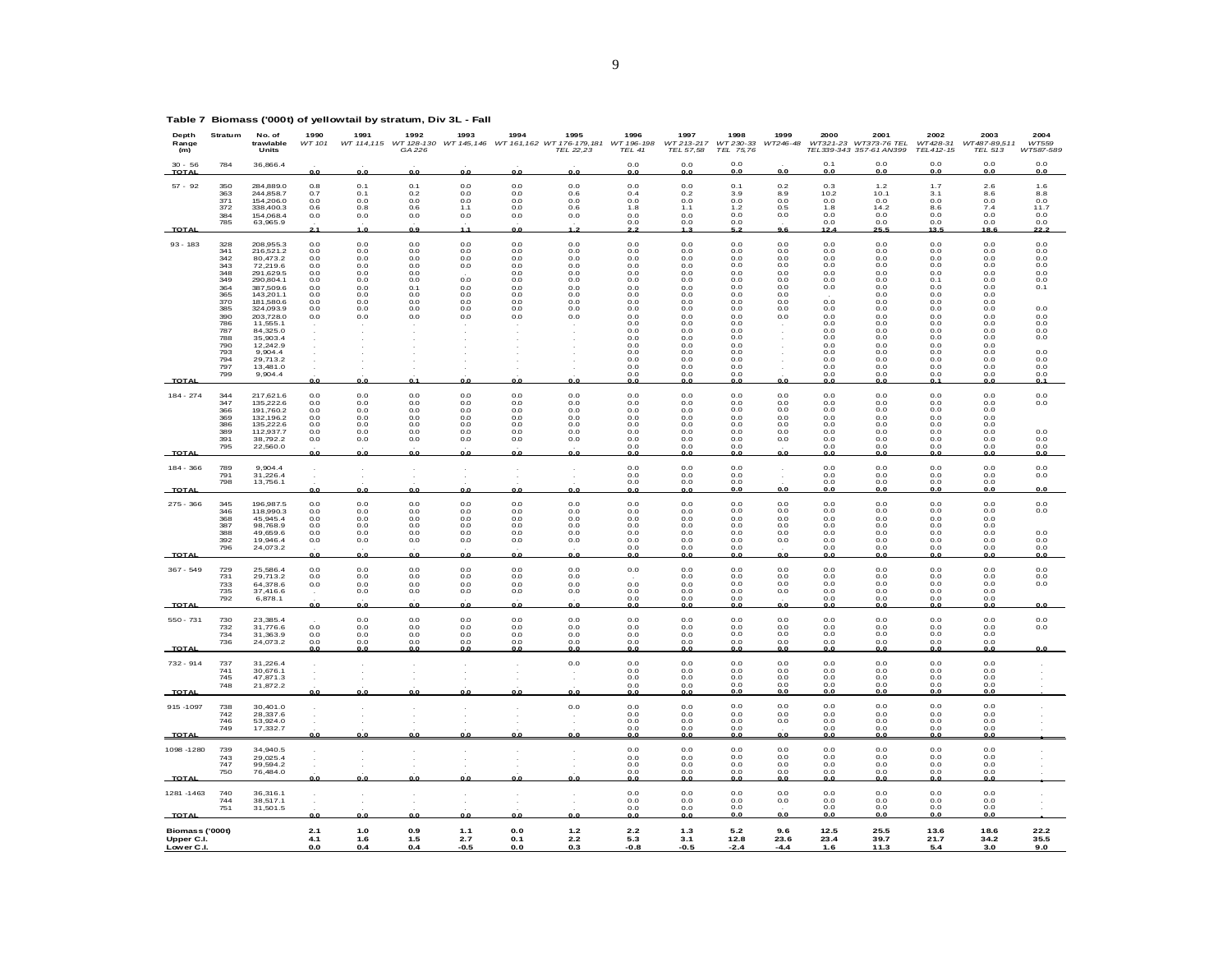**Table 7 Biomass ('000t) of yellowtail by stratum, Div 3L - Fall**

| Depth Range (m) | Stratum | No. of trawlable Units | 1990 *WT 101* | 1991 *WT 114,115* | 1992 *WT 128-130 GA 226* | 1993 *WT 145,146* | 1994 *WT 161,162* | 1995 *WT 176-179,181 TEL 22,23* | 1996 *WT 196-198 TEL 41* | 1997 *WT 213-217 TEL 57,58* | 1998 *WT 230-33 TEL 75,76* | 1999 *WT246-48* | 2000 *WT321-23 TEL339-343* | 2001 *WT373-76 TEL 357-61 AN399* | 2002 *WT428-31 TEL412-15* | 2003 *WT487-89,511 TEL 513* | 2004 *WT559 WT587-589* |
|---|---|---|---|---|---|---|---|---|---|---|---|---|---|---|---|---|---|
| 30 - 56 | 784 | 36,866.4 | . | . | . | . | . | . | 0.0 | 0.0 | 0.0 | | 0.1 | 0.0 | 0.0 | 0.0 | 0.0 |
| **TOTAL** | | | **0.0** | **0.0** | **0.0** | **0.0** | **0.0** | **0.0** | **0.0** | **0.0** | **0.0** | **0.0** | **0.0** | **0.0** | **0.0** | **0.0** | **0.0** |
| 57 - 92 | 350 | 284,889.0 | 0.8 | 0.1 | 0.1 | 0.0 | 0.0 | 0.0 | 0.0 | 0.0 | 0.1 | 0.2 | 0.3 | 1.2 | 1.7 | 2.6 | 1.6 |
| | 363 | 244,858.7 | 0.7 | 0.1 | 0.2 | 0.0 | 0.0 | 0.6 | 0.4 | 0.2 | 3.9 | 8.9 | 10.2 | 10.1 | 3.1 | 8.6 | 8.8 |
| | 371 | 154,206.0 | 0.0 | 0.0 | 0.0 | 0.0 | 0.0 | 0.0 | 0.0 | 0.0 | 0.0 | 0.0 | 0.0 | 0.0 | 0.0 | 0.0 | 0.0 |
| | 372 | 338,400.3 | 0.6 | 0.8 | 0.6 | 1.1 | 0.0 | 0.6 | 1.8 | 1.1 | 1.2 | 0.5 | 1.8 | 14.2 | 8.6 | 7.4 | 11.7 |
| | 384 | 154,068.4 | 0.0 | 0.0 | 0.0 | 0.0 | 0.0 | 0.0 | 0.0 | 0.0 | 0.0 | 0.0 | 0.0 | 0.0 | 0.0 | 0.0 | 0.0 |
| | 785 | 63,965.9 | . | . | . | . | . | . | 0.0 | 0.0 | 0.0 | . | 0.0 | 0.0 | 0.0 | 0.0 | 0.0 |
| **TOTAL** | | | **2.1** | **1.0** | **0.9** | **1.1** | **0.0** | **1.2** | **2.2** | **1.3** | **5.2** | **9.6** | **12.4** | **25.5** | **13.5** | **18.6** | **22.2** |
| 93 - 183 | 328 | 208,955.3 | 0.0 | 0.0 | 0.0 | 0.0 | 0.0 | 0.0 | 0.0 | 0.0 | 0.0 | 0.0 | 0.0 | 0.0 | 0.0 | 0.0 | 0.0 |
| | 341 | 216,521.2 | 0.0 | 0.0 | 0.0 | 0.0 | 0.0 | 0.0 | 0.0 | 0.0 | 0.0 | 0.0 | 0.0 | 0.0 | 0.0 | 0.0 | 0.0 |
| | 342 | 80,473.2 | 0.0 | 0.0 | 0.0 | 0.0 | 0.0 | 0.0 | 0.0 | 0.0 | 0.0 | 0.0 | 0.0 | 0.0 | 0.0 | 0.0 | 0.0 |
| | 343 | 72,219.6 | 0.0 | 0.0 | 0.0 | 0.0 | 0.0 | 0.0 | 0.0 | 0.0 | 0.0 | 0.0 | 0.0 | 0.0 | 0.0 | 0.0 | 0.0 |
| | 348 | 291,629.5 | 0.0 | 0.0 | 0.0 | . | 0.0 | 0.0 | 0.0 | 0.0 | 0.0 | 0.0 | 0.0 | 0.0 | 0.0 | 0.0 | 0.0 |
| | 349 | 290,804.1 | 0.0 | 0.0 | 0.0 | 0.0 | 0.0 | 0.0 | 0.0 | 0.0 | 0.0 | 0.0 | 0.0 | 0.0 | 0.1 | 0.0 | 0.0 |
| | 364 | 387,509.6 | 0.0 | 0.0 | 0.1 | 0.0 | 0.0 | 0.0 | 0.0 | 0.0 | 0.0 | 0.0 | 0.0 | 0.0 | 0.0 | 0.0 | 0.1 |
| | 365 | 143,201.1 | 0.0 | 0.0 | 0.0 | 0.0 | 0.0 | 0.0 | 0.0 | 0.0 | 0.0 | 0.0 | . | 0.0 | 0.0 | 0.0 | |
| | 370 | 181,580.6 | 0.0 | 0.0 | 0.0 | 0.0 | 0.0 | 0.0 | 0.0 | 0.0 | 0.0 | 0.0 | 0.0 | 0.0 | 0.0 | 0.0 | |
| | 385 | 324,093.9 | 0.0 | 0.0 | 0.0 | 0.0 | 0.0 | 0.0 | 0.0 | 0.0 | 0.0 | 0.0 | 0.0 | 0.0 | 0.0 | 0.0 | 0.0 |
| | 390 | 203,728.0 | 0.0 | 0.0 | 0.0 | 0.0 | 0.0 | 0.0 | 0.0 | 0.0 | 0.0 | 0.0 | 0.0 | 0.0 | 0.0 | 0.0 | 0.0 |
| | 786 | 11,555.1 | . | . | . | . | . | . | 0.0 | 0.0 | 0.0 | . | 0.0 | 0.0 | 0.0 | 0.0 | 0.0 |
| | 787 | 84,325.0 | . | . | . | . | . | . | 0.0 | 0.0 | 0.0 | . | 0.0 | 0.0 | 0.0 | 0.0 | 0.0 |
| | 788 | 35,903.4 | . | . | . | . | . | . | 0.0 | 0.0 | 0.0 | . | 0.0 | 0.0 | 0.0 | 0.0 | 0.0 |
| | 790 | 12,242.9 | . | . | . | . | . | . | 0.0 | 0.0 | 0.0 | . | 0.0 | 0.0 | 0.0 | 0.0 | |
| | 793 | 9,904.4 | . | . | . | . | . | . | 0.0 | 0.0 | 0.0 | . | 0.0 | 0.0 | 0.0 | 0.0 | 0.0 |
| | 794 | 29,713.2 | . | . | . | . | . | . | 0.0 | 0.0 | 0.0 | . | 0.0 | 0.0 | 0.0 | 0.0 | 0.0 |
| | 797 | 13,481.0 | . | . | . | . | . | . | 0.0 | 0.0 | 0.0 | . | 0.0 | 0.0 | 0.0 | 0.0 | 0.0 |
| | 799 | 9,904.4 | . | . | . | . | . | . | 0.0 | 0.0 | 0.0 | . | 0.0 | 0.0 | 0.0 | 0.0 | 0.0 |
| **TOTAL** | | | **0.0** | **0.0** | **0.1** | **0.0** | **0.0** | **0.0** | **0.0** | **0.0** | **0.0** | **0.0** | **0.0** | **0.0** | **0.1** | **0.0** | **0.1** |
| 184 - 274 | 344 | 217,621.6 | 0.0 | 0.0 | 0.0 | 0.0 | 0.0 | 0.0 | 0.0 | 0.0 | 0.0 | 0.0 | 0.0 | 0.0 | 0.0 | 0.0 | 0.0 |
| | 347 | 135,222.6 | 0.0 | 0.0 | 0.0 | 0.0 | 0.0 | 0.0 | 0.0 | 0.0 | 0.0 | 0.0 | 0.0 | 0.0 | 0.0 | 0.0 | 0.0 |
| | 366 | 191,760.2 | 0.0 | 0.0 | 0.0 | 0.0 | 0.0 | 0.0 | 0.0 | 0.0 | 0.0 | 0.0 | 0.0 | 0.0 | 0.0 | 0.0 | |
| | 369 | 132,196.2 | 0.0 | 0.0 | 0.0 | 0.0 | 0.0 | 0.0 | 0.0 | 0.0 | 0.0 | 0.0 | 0.0 | 0.0 | 0.0 | 0.0 | |
| | 386 | 135,222.6 | 0.0 | 0.0 | 0.0 | 0.0 | 0.0 | 0.0 | 0.0 | 0.0 | 0.0 | 0.0 | 0.0 | 0.0 | 0.0 | 0.0 | |
| | 389 | 112,937.7 | 0.0 | 0.0 | 0.0 | 0.0 | 0.0 | 0.0 | 0.0 | 0.0 | 0.0 | 0.0 | 0.0 | 0.0 | 0.0 | 0.0 | 0.0 |
| | 391 | 38,792.2 | 0.0 | 0.0 | 0.0 | 0.0 | 0.0 | 0.0 | 0.0 | 0.0 | 0.0 | 0.0 | 0.0 | 0.0 | 0.0 | 0.0 | 0.0 |
| | 795 | 22,560.0 | . | . | . | . | . | . | 0.0 | 0.0 | 0.0 | . | 0.0 | 0.0 | 0.0 | 0.0 | 0.0 |
| **TOTAL** | | | **0.0** | **0.0** | **0.0** | **0.0** | **0.0** | **0.0** | **0.0** | **0.0** | **0.0** | **0.0** | **0.0** | **0.0** | **0.0** | **0.0** | **0.0** |
| 184 - 366 | 789 | 9,904.4 | . | . | . | . | . | . | 0.0 | 0.0 | 0.0 | . | 0.0 | 0.0 | 0.0 | 0.0 | 0.0 |
| | 791 | 31,226.4 | . | . | . | . | . | . | 0.0 | 0.0 | 0.0 | . | 0.0 | 0.0 | 0.0 | 0.0 | 0.0 |
| | 798 | 13,756.1 | . | . | . | . | . | . | 0.0 | 0.0 | 0.0 | . | 0.0 | 0.0 | 0.0 | 0.0 | |
| **TOTAL** | | | **0.0** | **0.0** | **0.0** | **0.0** | **0.0** | **0.0** | **0.0** | **0.0** | **0.0** | **0.0** | **0.0** | **0.0** | **0.0** | **0.0** | **0.0** |
| 275 - 366 | 345 | 196,987.5 | 0.0 | 0.0 | 0.0 | 0.0 | 0.0 | 0.0 | 0.0 | 0.0 | 0.0 | 0.0 | 0.0 | 0.0 | 0.0 | 0.0 | 0.0 |
| | 346 | 118,990.3 | 0.0 | 0.0 | 0.0 | 0.0 | 0.0 | 0.0 | 0.0 | 0.0 | 0.0 | 0.0 | 0.0 | 0.0 | 0.0 | 0.0 | 0.0 |
| | 368 | 45,945.4 | 0.0 | 0.0 | 0.0 | 0.0 | 0.0 | 0.0 | 0.0 | 0.0 | 0.0 | 0.0 | 0.0 | 0.0 | 0.0 | 0.0 | |
| | 387 | 98,768.9 | 0.0 | 0.0 | 0.0 | 0.0 | 0.0 | 0.0 | 0.0 | 0.0 | 0.0 | 0.0 | 0.0 | 0.0 | 0.0 | 0.0 | |
| | 388 | 49,659.6 | 0.0 | 0.0 | 0.0 | 0.0 | 0.0 | 0.0 | 0.0 | 0.0 | 0.0 | 0.0 | 0.0 | 0.0 | 0.0 | 0.0 | 0.0 |
| | 392 | 19,946.4 | 0.0 | 0.0 | 0.0 | 0.0 | 0.0 | 0.0 | 0.0 | 0.0 | 0.0 | 0.0 | 0.0 | 0.0 | 0.0 | 0.0 | 0.0 |
| | 796 | 24,073.2 | . | . | . | . | . | . | 0.0 | 0.0 | 0.0 | . | 0.0 | 0.0 | 0.0 | 0.0 | 0.0 |
| **TOTAL** | | | **0.0** | **0.0** | **0.0** | **0.0** | **0.0** | **0.0** | **0.0** | **0.0** | **0.0** | **0.0** | **0.0** | **0.0** | **0.0** | **0.0** | **0.0** |
| 367 - 549 | 729 | 25,586.4 | 0.0 | 0.0 | 0.0 | 0.0 | 0.0 | 0.0 | 0.0 | 0.0 | 0.0 | 0.0 | 0.0 | 0.0 | 0.0 | 0.0 | 0.0 |
| | 731 | 29,713.2 | 0.0 | 0.0 | 0.0 | 0.0 | 0.0 | 0.0 | . | 0.0 | 0.0 | 0.0 | 0.0 | 0.0 | 0.0 | 0.0 | 0.0 |
| | 733 | 64,378.6 | 0.0 | 0.0 | 0.0 | 0.0 | 0.0 | 0.0 | 0.0 | 0.0 | 0.0 | 0.0 | 0.0 | 0.0 | 0.0 | 0.0 | 0.0 |
| | 735 | 37,416.6 | . | 0.0 | 0.0 | 0.0 | 0.0 | 0.0 | 0.0 | 0.0 | 0.0 | 0.0 | 0.0 | 0.0 | 0.0 | 0.0 | |
| | 792 | 6,878.1 | . | . | . | . | . | . | 0.0 | 0.0 | 0.0 | . | 0.0 | 0.0 | 0.0 | 0.0 | |
| **TOTAL** | | | **0.0** | **0.0** | **0.0** | **0.0** | **0.0** | **0.0** | **0.0** | **0.0** | **0.0** | **0.0** | **0.0** | **0.0** | **0.0** | **0.0** | **0.0** |
| 550 - 731 | 730 | 23,385.4 | . | 0.0 | 0.0 | 0.0 | 0.0 | 0.0 | 0.0 | 0.0 | 0.0 | 0.0 | 0.0 | 0.0 | 0.0 | 0.0 | 0.0 |
| | 732 | 31,776.6 | 0.0 | 0.0 | 0.0 | 0.0 | 0.0 | 0.0 | 0.0 | 0.0 | 0.0 | 0.0 | 0.0 | 0.0 | 0.0 | 0.0 | 0.0 |
| | 734 | 31,363.9 | 0.0 | 0.0 | 0.0 | 0.0 | 0.0 | 0.0 | 0.0 | 0.0 | 0.0 | 0.0 | 0.0 | 0.0 | 0.0 | 0.0 | |
| | 736 | 24,073.2 | 0.0 | 0.0 | 0.0 | 0.0 | 0.0 | 0.0 | 0.0 | 0.0 | 0.0 | 0.0 | 0.0 | 0.0 | 0.0 | 0.0 | |
| **TOTAL** | | | **0.0** | **0.0** | **0.0** | **0.0** | **0.0** | **0.0** | **0.0** | **0.0** | **0.0** | **0.0** | **0.0** | **0.0** | **0.0** | **0.0** | **0.0** |
| 732 - 914 | 737 | 31,226.4 | . | . | . | . | . | 0.0 | 0.0 | 0.0 | 0.0 | 0.0 | 0.0 | 0.0 | 0.0 | 0.0 | . |
| | 741 | 30,676.1 | . | . | . | . | . | . | 0.0 | 0.0 | 0.0 | 0.0 | 0.0 | 0.0 | 0.0 | 0.0 | . |
| | 745 | 47,871.3 | . | . | . | . | . | . | 0.0 | 0.0 | 0.0 | 0.0 | 0.0 | 0.0 | 0.0 | 0.0 | . |
| | 748 | 21,872.2 | . | . | . | . | . | . | 0.0 | 0.0 | 0.0 | 0.0 | 0.0 | 0.0 | 0.0 | 0.0 | . |
| **TOTAL** | | | **0.0** | **0.0** | **0.0** | **0.0** | **0.0** | **0.0** | **0.0** | **0.0** | **0.0** | **0.0** | **0.0** | **0.0** | **0.0** | **0.0** | **.** |
| 915 -1097 | 738 | 30,401.0 | . | . | . | . | . | 0.0 | 0.0 | 0.0 | 0.0 | 0.0 | 0.0 | 0.0 | 0.0 | 0.0 | . |
| | 742 | 28,337.6 | . | . | . | . | . | . | 0.0 | 0.0 | 0.0 | 0.0 | 0.0 | 0.0 | 0.0 | 0.0 | . |
| | 746 | 53,924.0 | . | . | . | . | . | . | 0.0 | 0.0 | 0.0 | 0.0 | 0.0 | 0.0 | 0.0 | 0.0 | . |
| | 749 | 17,332.7 | . | . | . | . | . | . | 0.0 | 0.0 | 0.0 | . | 0.0 | 0.0 | 0.0 | 0.0 | . |
| **TOTAL** | | | **0.0** | **0.0** | **0.0** | **0.0** | **0.0** | **0.0** | **0.0** | **0.0** | **0.0** | **0.0** | **0.0** | **0.0** | **0.0** | **0.0** | **.** |
| 1098 -1280 | 739 | 34,940.5 | . | . | . | . | . | . | 0.0 | 0.0 | 0.0 | 0.0 | 0.0 | 0.0 | 0.0 | 0.0 | . |
| | 743 | 29,025.4 | . | . | . | . | . | . | 0.0 | 0.0 | 0.0 | 0.0 | 0.0 | 0.0 | 0.0 | 0.0 | . |
| | 747 | 99,594.2 | . | . | . | . | . | . | 0.0 | 0.0 | 0.0 | 0.0 | 0.0 | 0.0 | 0.0 | 0.0 | . |
| | 750 | 76,484.0 | . | . | . | . | . | . | 0.0 | 0.0 | 0.0 | 0.0 | 0.0 | 0.0 | 0.0 | 0.0 | . |
| **TOTAL** | | | **0.0** | **0.0** | **0.0** | **0.0** | **0.0** | **0.0** | **0.0** | **0.0** | **0.0** | **0.0** | **0.0** | **0.0** | **0.0** | **0.0** | **.** |
| 1281 -1463 | 740 | 36,316.1 | . | . | . | . | . | . | 0.0 | 0.0 | 0.0 | 0.0 | 0.0 | 0.0 | 0.0 | 0.0 | . |
| | 744 | 38,517.1 | . | . | . | . | . | . | 0.0 | 0.0 | 0.0 | 0.0 | 0.0 | 0.0 | 0.0 | 0.0 | . |
| | 751 | 31,501.5 | . | . | . | . | . | . | 0.0 | 0.0 | 0.0 | . | 0.0 | 0.0 | 0.0 | 0.0 | . |
| **TOTAL** | | | **0.0** | **0.0** | **0.0** | **0.0** | **0.0** | **0.0** | **0.0** | **0.0** | **0.0** | **0.0** | **0.0** | **0.0** | **0.0** | **0.0** | **.** |
| **Biomass ('000t)** | | | **2.1** | **1.0** | **0.9** | **1.1** | **0.0** | **1.2** | **2.2** | **1.3** | **5.2** | **9.6** | **12.5** | **25.5** | **13.6** | **18.6** | **22.2** |
| **Upper C.I.** | | | **4.1** | **1.6** | **1.5** | **2.7** | **0.1** | **2.2** | **5.3** | **3.1** | **12.8** | **23.6** | **23.4** | **39.7** | **21.7** | **34.2** | **35.5** |
| **Lower C.I.** | | | **0.0** | **0.4** | **0.4** | **-0.5** | **0.0** | **0.3** | **-0.8** | **-0.5** | **-2.4** | **-4.4** | **1.6** | **11.3** | **5.4** | **3.0** | **9.0** |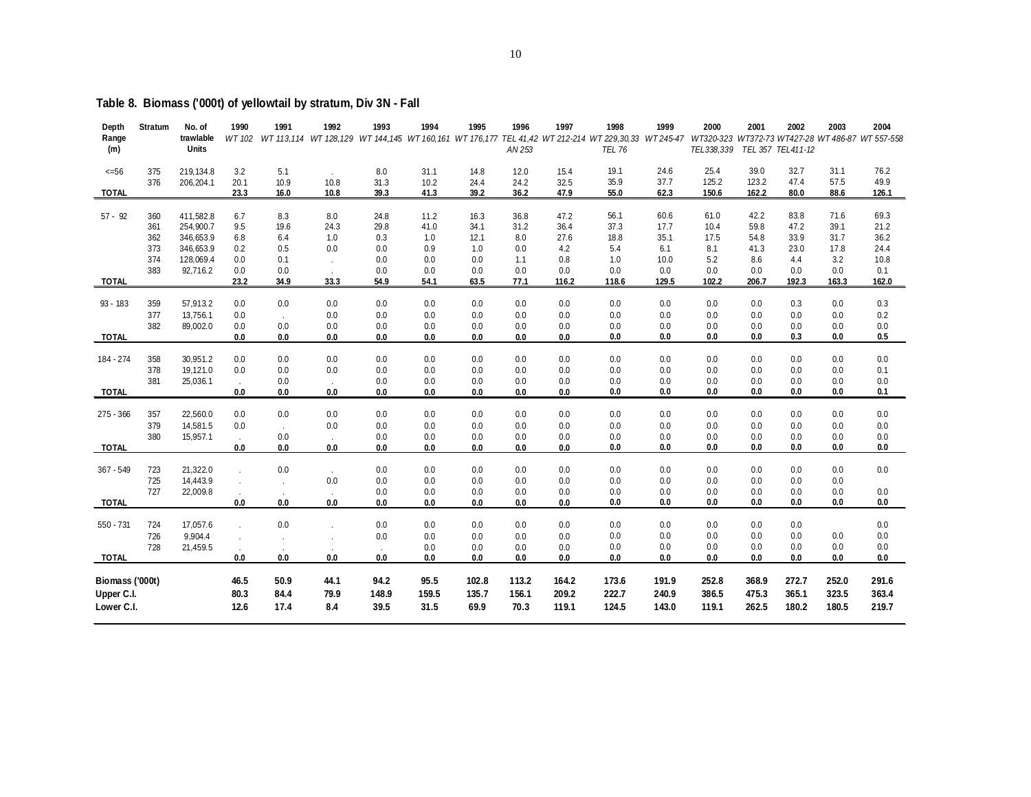## Table 8. Biomass ('000t) of yellowtail by stratum, Div 3N - Fall

| Depth Range (m) | Stratum | No. of trawlable Units | 1990 *WT 102* | 1991 *WT 113,114* | 1992 *WT 128,129* | 1993 *WT 144,145* | 1994 *WT 160,161* | 1995 *WT 176,177* | 1996 *TEL 41,42 AN 253* | 1997 *WT 212-214* | 1998 *WT 229,30,33 TEL 76* | 1999 *WT 245-47* | 2000 *WT320-323 TEL338,339* | 2001 *WT372-73 TEL 357* | 2002 *WT427-28 TEL411-12* | 2003 *WT 486-87* | 2004 *WT 557-558* |
|---|---|---|---|---|---|---|---|---|---|---|---|---|---|---|---|---|---|
| <=56 | 375 | 219,134.8 | 3.2 | 5.1 | . | 8.0 | 31.1 | 14.8 | 12.0 | 15.4 | 19.1 | 24.6 | 25.4 | 39.0 | 32.7 | 31.1 | 76.2 |
| | 376 | 206,204.1 | 20.1 | 10.9 | 10.8 | 31.3 | 10.2 | 24.4 | 24.2 | 32.5 | 35.9 | 37.7 | 125.2 | 123.2 | 47.4 | 57.5 | 49.9 |
| **TOTAL** | | | **23.3** | **16.0** | **10.8** | **39.3** | **41.3** | **39.2** | **36.2** | **47.9** | **55.0** | **62.3** | **150.6** | **162.2** | **80.0** | **88.6** | **126.1** |
| 57 - 92 | 360 | 411,582.8 | 6.7 | 8.3 | 8.0 | 24.8 | 11.2 | 16.3 | 36.8 | 47.2 | 56.1 | 60.6 | 61.0 | 42.2 | 83.8 | 71.6 | 69.3 |
| | 361 | 254,900.7 | 9.5 | 19.6 | 24.3 | 29.8 | 41.0 | 34.1 | 31.2 | 36.4 | 37.3 | 17.7 | 10.4 | 59.8 | 47.2 | 39.1 | 21.2 |
| | 362 | 346,653.9 | 6.8 | 6.4 | 1.0 | 0.3 | 1.0 | 12.1 | 8.0 | 27.6 | 18.8 | 35.1 | 17.5 | 54.8 | 33.9 | 31.7 | 36.2 |
| | 373 | 346,653.9 | 0.2 | 0.5 | 0.0 | 0.0 | 0.9 | 1.0 | 0.0 | 4.2 | 5.4 | 6.1 | 8.1 | 41.3 | 23.0 | 17.8 | 24.4 |
| | 374 | 128,069.4 | 0.0 | 0.1 | . | 0.0 | 0.0 | 0.0 | 1.1 | 0.8 | 1.0 | 10.0 | 5.2 | 8.6 | 4.4 | 3.2 | 10.8 |
| | 383 | 92,716.2 | 0.0 | 0.0 | . | 0.0 | 0.0 | 0.0 | 0.0 | 0.0 | 0.0 | 0.0 | 0.0 | 0.0 | 0.0 | 0.0 | 0.1 |
| **TOTAL** | | | **23.2** | **34.9** | **33.3** | **54.9** | **54.1** | **63.5** | **77.1** | **116.2** | **118.6** | **129.5** | **102.2** | **206.7** | **192.3** | **163.3** | **162.0** |
| 93 - 183 | 359 | 57,913.2 | 0.0 | 0.0 | 0.0 | 0.0 | 0.0 | 0.0 | 0.0 | 0.0 | 0.0 | 0.0 | 0.0 | 0.0 | 0.3 | 0.0 | 0.3 |
| | 377 | 13,756.1 | 0.0 | . | 0.0 | 0.0 | 0.0 | 0.0 | 0.0 | 0.0 | 0.0 | 0.0 | 0.0 | 0.0 | 0.0 | 0.0 | 0.2 |
| | 382 | 89,002.0 | 0.0 | 0.0 | 0.0 | 0.0 | 0.0 | 0.0 | 0.0 | 0.0 | 0.0 | 0.0 | 0.0 | 0.0 | 0.0 | 0.0 | 0.0 |
| **TOTAL** | | | **0.0** | **0.0** | **0.0** | **0.0** | **0.0** | **0.0** | **0.0** | **0.0** | **0.0** | **0.0** | **0.0** | **0.0** | **0.3** | **0.0** | **0.5** |
| 184 - 274 | 358 | 30,951.2 | 0.0 | 0.0 | 0.0 | 0.0 | 0.0 | 0.0 | 0.0 | 0.0 | 0.0 | 0.0 | 0.0 | 0.0 | 0.0 | 0.0 | 0.0 |
| | 378 | 19,121.0 | 0.0 | 0.0 | 0.0 | 0.0 | 0.0 | 0.0 | 0.0 | 0.0 | 0.0 | 0.0 | 0.0 | 0.0 | 0.0 | 0.0 | 0.1 |
| | 381 | 25,036.1 | . | 0.0 | . | 0.0 | 0.0 | 0.0 | 0.0 | 0.0 | 0.0 | 0.0 | 0.0 | 0.0 | 0.0 | 0.0 | 0.0 |
| **TOTAL** | | | **0.0** | **0.0** | **0.0** | **0.0** | **0.0** | **0.0** | **0.0** | **0.0** | **0.0** | **0.0** | **0.0** | **0.0** | **0.0** | **0.0** | **0.1** |
| 275 - 366 | 357 | 22,560.0 | 0.0 | 0.0 | 0.0 | 0.0 | 0.0 | 0.0 | 0.0 | 0.0 | 0.0 | 0.0 | 0.0 | 0.0 | 0.0 | 0.0 | 0.0 |
| | 379 | 14,581.5 | 0.0 | . | 0.0 | 0.0 | 0.0 | 0.0 | 0.0 | 0.0 | 0.0 | 0.0 | 0.0 | 0.0 | 0.0 | 0.0 | 0.0 |
| | 380 | 15,957.1 | . | 0.0 | . | 0.0 | 0.0 | 0.0 | 0.0 | 0.0 | 0.0 | 0.0 | 0.0 | 0.0 | 0.0 | 0.0 | 0.0 |
| **TOTAL** | | | **0.0** | **0.0** | **0.0** | **0.0** | **0.0** | **0.0** | **0.0** | **0.0** | **0.0** | **0.0** | **0.0** | **0.0** | **0.0** | **0.0** | **0.0** |
| 367 - 549 | 723 | 21,322.0 | . | 0.0 | . | 0.0 | 0.0 | 0.0 | 0.0 | 0.0 | 0.0 | 0.0 | 0.0 | 0.0 | 0.0 | 0.0 | 0.0 |
| | 725 | 14,443.9 | . | . | 0.0 | 0.0 | 0.0 | 0.0 | 0.0 | 0.0 | 0.0 | 0.0 | 0.0 | 0.0 | 0.0 | 0.0 | |
| | 727 | 22,009.8 | . | . | . | 0.0 | 0.0 | 0.0 | 0.0 | 0.0 | 0.0 | 0.0 | 0.0 | 0.0 | 0.0 | 0.0 | 0.0 |
| **TOTAL** | | | **0.0** | **0.0** | **0.0** | **0.0** | **0.0** | **0.0** | **0.0** | **0.0** | **0.0** | **0.0** | **0.0** | **0.0** | **0.0** | **0.0** | **0.0** |
| 550 - 731 | 724 | 17,057.6 | . | 0.0 | . | 0.0 | 0.0 | 0.0 | 0.0 | 0.0 | 0.0 | 0.0 | 0.0 | 0.0 | 0.0 | | 0.0 |
| | 726 | 9,904.4 | . | . | . | 0.0 | 0.0 | 0.0 | 0.0 | 0.0 | 0.0 | 0.0 | 0.0 | 0.0 | 0.0 | 0.0 | 0.0 |
| | 728 | 21,459.5 | . | . | . | . | 0.0 | 0.0 | 0.0 | 0.0 | 0.0 | 0.0 | 0.0 | 0.0 | 0.0 | 0.0 | 0.0 |
| **TOTAL** | | | **0.0** | **0.0** | **0.0** | **0.0** | **0.0** | **0.0** | **0.0** | **0.0** | **0.0** | **0.0** | **0.0** | **0.0** | **0.0** | **0.0** | **0.0** |
| **Biomass ('000t)** | | | **46.5** | **50.9** | **44.1** | **94.2** | **95.5** | **102.8** | **113.2** | **164.2** | **173.6** | **191.9** | **252.8** | **368.9** | **272.7** | **252.0** | **291.6** |
| **Upper C.I.** | | | **80.3** | **84.4** | **79.9** | **148.9** | **159.5** | **135.7** | **156.1** | **209.2** | **222.7** | **240.9** | **386.5** | **475.3** | **365.1** | **323.5** | **363.4** |
| **Lower C.I.** | | | **12.6** | **17.4** | **8.4** | **39.5** | **31.5** | **69.9** | **70.3** | **119.1** | **124.5** | **143.0** | **119.1** | **262.5** | **180.2** | **180.5** | **219.7** |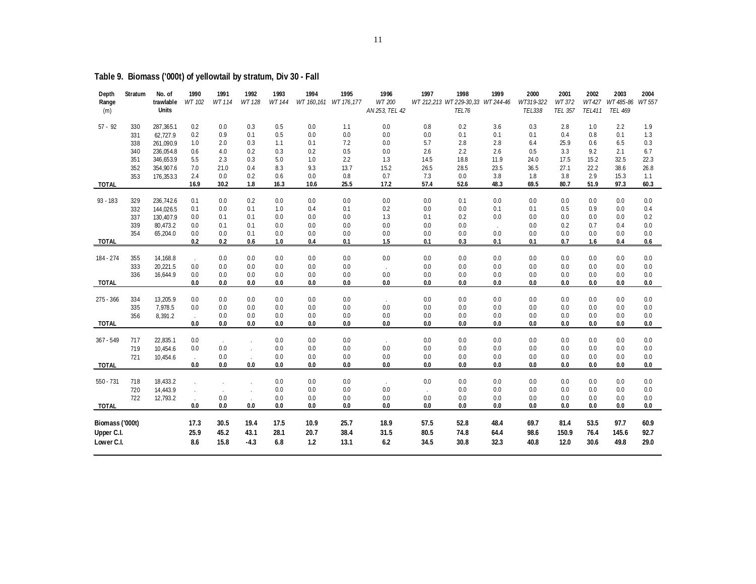**Table 9. Biomass ('000t) of yellowtail by stratum, Div 30 - Fall**

| Depth Range (m) | Stratum | No. of trawlable Units | 1990 *WT 102* | 1991 *WT 114* | 1992 *WT 128* | 1993 *WT 144* | 1994 *WT 160,161* | 1995 *WT 176,177* | 1996 *WT 200 AN 253, TEL 42* | 1997 *WT 212,213* | 1998 *WT 229-30,33 TEL76* | 1999 *WT 244-46* | 2000 *WT319-322 TEL338* | 2001 *WT 372 TEL 357* | 2002 *WT427 TEL411* | 2003 *WT 485-86 TEL 469* | 2004 *WT 557* |
|---|---|---|---|---|---|---|---|---|---|---|---|---|---|---|---|---|---|
| 57 - 92 | 330 | 287,365.1 | 0.2 | 0.0 | 0.3 | 0.5 | 0.0 | 1.1 | 0.0 | 0.8 | 0.2 | 3.6 | 0.3 | 2.8 | 1.0 | 2.2 | 1.9 |
| | 331 | 62,727.9 | 0.2 | 0.9 | 0.1 | 0.5 | 0.0 | 0.0 | 0.0 | 0.0 | 0.1 | 0.1 | 0.1 | 0.4 | 0.8 | 0.1 | 1.3 |
| | 338 | 261,090.9 | 1.0 | 2.0 | 0.3 | 1.1 | 0.1 | 7.2 | 0.0 | 5.7 | 2.8 | 2.8 | 6.4 | 25.9 | 0.6 | 6.5 | 0.3 |
| | 340 | 236,054.8 | 0.6 | 4.0 | 0.2 | 0.3 | 0.2 | 0.5 | 0.0 | 2.6 | 2.2 | 2.6 | 0.5 | 3.3 | 9.2 | 2.1 | 6.7 |
| | 351 | 346,653.9 | 5.5 | 2.3 | 0.3 | 5.0 | 1.0 | 2.2 | 1.3 | 14.5 | 18.8 | 11.9 | 24.0 | 17.5 | 15.2 | 32.5 | 22.3 |
| | 352 | 354,907.6 | 7.0 | 21.0 | 0.4 | 8.3 | 9.3 | 13.7 | 15.2 | 26.5 | 28.5 | 23.5 | 36.5 | 27.1 | 22.2 | 38.6 | 26.8 |
| | 353 | 176,353.3 | 2.4 | 0.0 | 0.2 | 0.6 | 0.0 | 0.8 | 0.7 | 7.3 | 0.0 | 3.8 | 1.8 | 3.8 | 2.9 | 15.3 | 1.1 |
| **TOTAL** | | | **16.9** | **30.2** | **1.8** | **16.3** | **10.6** | **25.5** | **17.2** | **57.4** | **52.6** | **48.3** | **69.5** | **80.7** | **51.9** | **97.3** | **60.3** |
| 93 - 183 | 329 | 236,742.6 | 0.1 | 0.0 | 0.2 | 0.0 | 0.0 | 0.0 | 0.0 | 0.0 | 0.1 | 0.0 | 0.0 | 0.0 | 0.0 | 0.0 | 0.0 |
| | 332 | 144,026.5 | 0.1 | 0.0 | 0.1 | 1.0 | 0.4 | 0.1 | 0.2 | 0.0 | 0.0 | 0.1 | 0.1 | 0.5 | 0.9 | 0.0 | 0.4 |
| | 337 | 130,407.9 | 0.0 | 0.1 | 0.1 | 0.0 | 0.0 | 0.0 | 1.3 | 0.1 | 0.2 | 0.0 | 0.0 | 0.0 | 0.0 | 0.0 | 0.2 |
| | 339 | 80,473.2 | 0.0 | 0.1 | 0.1 | 0.0 | 0.0 | 0.0 | 0.0 | 0.0 | 0.0 | . | 0.0 | 0.2 | 0.7 | 0.4 | 0.0 |
| | 354 | 65,204.0 | 0.0 | 0.0 | 0.1 | 0.0 | 0.0 | 0.0 | 0.0 | 0.0 | 0.0 | 0.0 | 0.0 | 0.0 | 0.0 | 0.0 | 0.0 |
| **TOTAL** | | | **0.2** | **0.2** | **0.6** | **1.0** | **0.4** | **0.1** | **1.5** | **0.1** | **0.3** | **0.1** | **0.1** | **0.7** | **1.6** | **0.4** | **0.6** |
| 184 - 274 | 355 | 14,168.8 | . | 0.0 | 0.0 | 0.0 | 0.0 | 0.0 | 0.0 | 0.0 | 0.0 | 0.0 | 0.0 | 0.0 | 0.0 | 0.0 | 0.0 |
| | 333 | 20,221.5 | 0.0 | 0.0 | 0.0 | 0.0 | 0.0 | 0.0 | . | 0.0 | 0.0 | 0.0 | 0.0 | 0.0 | 0.0 | 0.0 | 0.0 |
| | 336 | 16,644.9 | 0.0 | 0.0 | 0.0 | 0.0 | 0.0 | 0.0 | 0.0 | 0.0 | 0.0 | 0.0 | 0.0 | 0.0 | 0.0 | 0.0 | 0.0 |
| **TOTAL** | | | **0.0** | **0.0** | **0.0** | **0.0** | **0.0** | **0.0** | **0.0** | **0.0** | **0.0** | **0.0** | **0.0** | **0.0** | **0.0** | **0.0** | **0.0** |
| 275 - 366 | 334 | 13,205.9 | 0.0 | 0.0 | 0.0 | 0.0 | 0.0 | 0.0 | . | 0.0 | 0.0 | 0.0 | 0.0 | 0.0 | 0.0 | 0.0 | 0.0 |
| | 335 | 7,978.5 | 0.0 | 0.0 | 0.0 | 0.0 | 0.0 | 0.0 | 0.0 | 0.0 | 0.0 | 0.0 | 0.0 | 0.0 | 0.0 | 0.0 | 0.0 |
| | 356 | 8,391.2 | . | 0.0 | 0.0 | 0.0 | 0.0 | 0.0 | 0.0 | 0.0 | 0.0 | 0.0 | 0.0 | 0.0 | 0.0 | 0.0 | 0.0 |
| **TOTAL** | | | **0.0** | **0.0** | **0.0** | **0.0** | **0.0** | **0.0** | **0.0** | **0.0** | **0.0** | **0.0** | **0.0** | **0.0** | **0.0** | **0.0** | **0.0** |
| 367 - 549 | 717 | 22,835.1 | 0.0 | . | . | 0.0 | 0.0 | 0.0 | . | 0.0 | 0.0 | 0.0 | 0.0 | 0.0 | 0.0 | 0.0 | 0.0 |
| | 719 | 10,454.6 | 0.0 | 0.0 | . | 0.0 | 0.0 | 0.0 | 0.0 | 0.0 | 0.0 | 0.0 | 0.0 | 0.0 | 0.0 | 0.0 | 0.0 |
| | 721 | 10,454.6 | . | 0.0 | . | 0.0 | 0.0 | 0.0 | 0.0 | 0.0 | 0.0 | 0.0 | 0.0 | 0.0 | 0.0 | 0.0 | 0.0 |
| **TOTAL** | | | **0.0** | **0.0** | **0.0** | **0.0** | **0.0** | **0.0** | **0.0** | **0.0** | **0.0** | **0.0** | **0.0** | **0.0** | **0.0** | **0.0** | **0.0** |
| 550 - 731 | 718 | 18,433.2 | . | . | . | 0.0 | 0.0 | 0.0 | . | 0.0 | 0.0 | 0.0 | 0.0 | 0.0 | 0.0 | 0.0 | 0.0 |
| | 720 | 14,443.9 | . | . | . | 0.0 | 0.0 | 0.0 | 0.0 | . | 0.0 | 0.0 | 0.0 | 0.0 | 0.0 | 0.0 | 0.0 |
| | 722 | 12,793.2 | . | 0.0 | . | 0.0 | 0.0 | 0.0 | 0.0 | 0.0 | 0.0 | 0.0 | 0.0 | 0.0 | 0.0 | 0.0 | 0.0 |
| **TOTAL** | | | **0.0** | **0.0** | **0.0** | **0.0** | **0.0** | **0.0** | **0.0** | **0.0** | **0.0** | **0.0** | **0.0** | **0.0** | **0.0** | **0.0** | **0.0** |
| **Biomass ('000t)** | | | **17.3** | **30.5** | **19.4** | **17.5** | **10.9** | **25.7** | **18.9** | **57.5** | **52.8** | **48.4** | **69.7** | **81.4** | **53.5** | **97.7** | **60.9** |
| **Upper C.I.** | | | **25.9** | **45.2** | **43.1** | **28.1** | **20.7** | **38.4** | **31.5** | **80.5** | **74.8** | **64.4** | **98.6** | **150.9** | **76.4** | **145.6** | **92.7** |
| **Lower C.I.** | | | **8.6** | **15.8** | **-4.3** | **6.8** | **1.2** | **13.1** | **6.2** | **34.5** | **30.8** | **32.3** | **40.8** | **12.0** | **30.6** | **49.8** | **29.0** |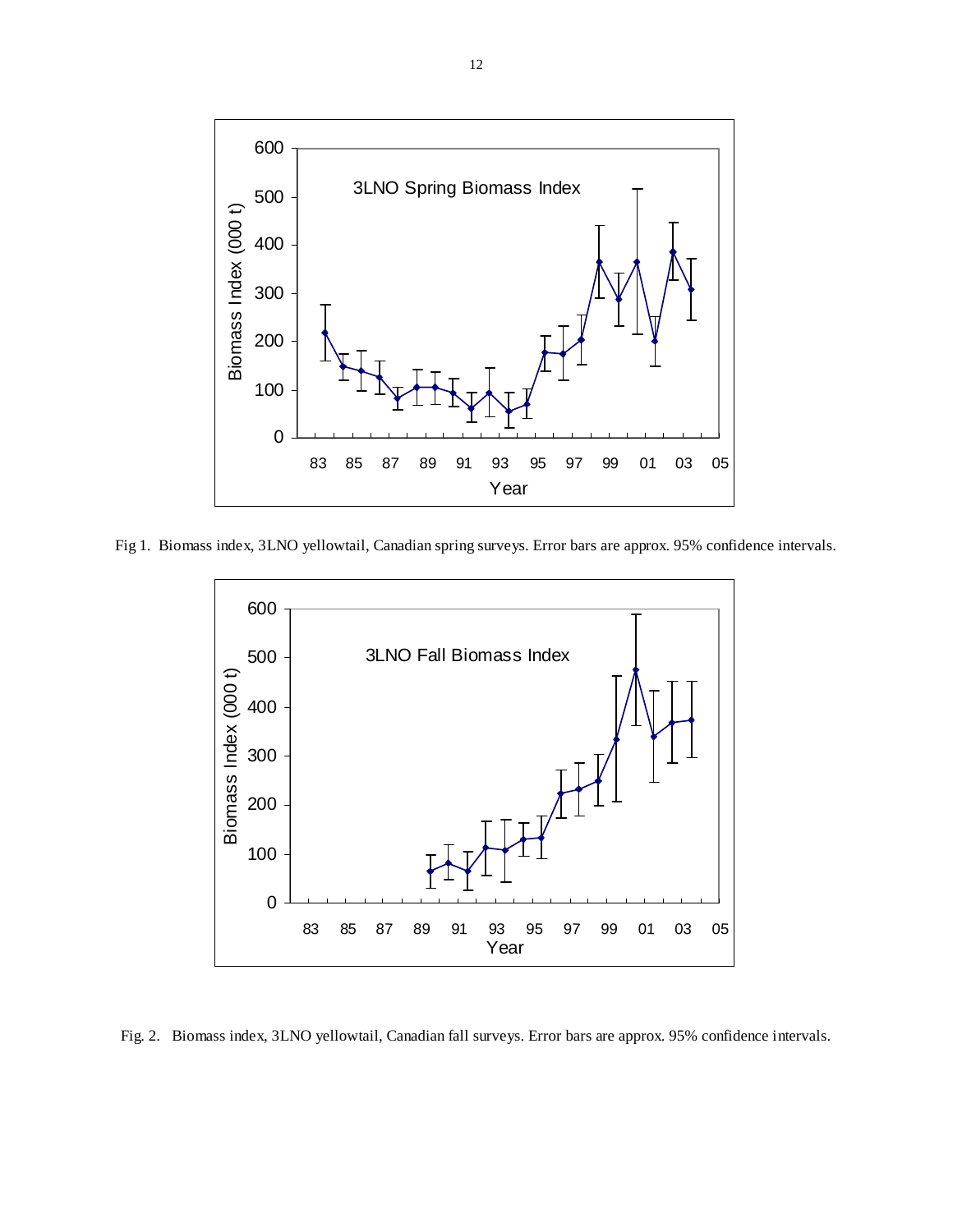Fig 1. Biomass index, 3LNO yellowtail, Canadian spring surveys. Error bars are approx. 95% confidence intervals.

Fig. 2. Biomass index, 3LNO yellowtail, Canadian fall surveys. Error bars are approx. 95% confidence intervals.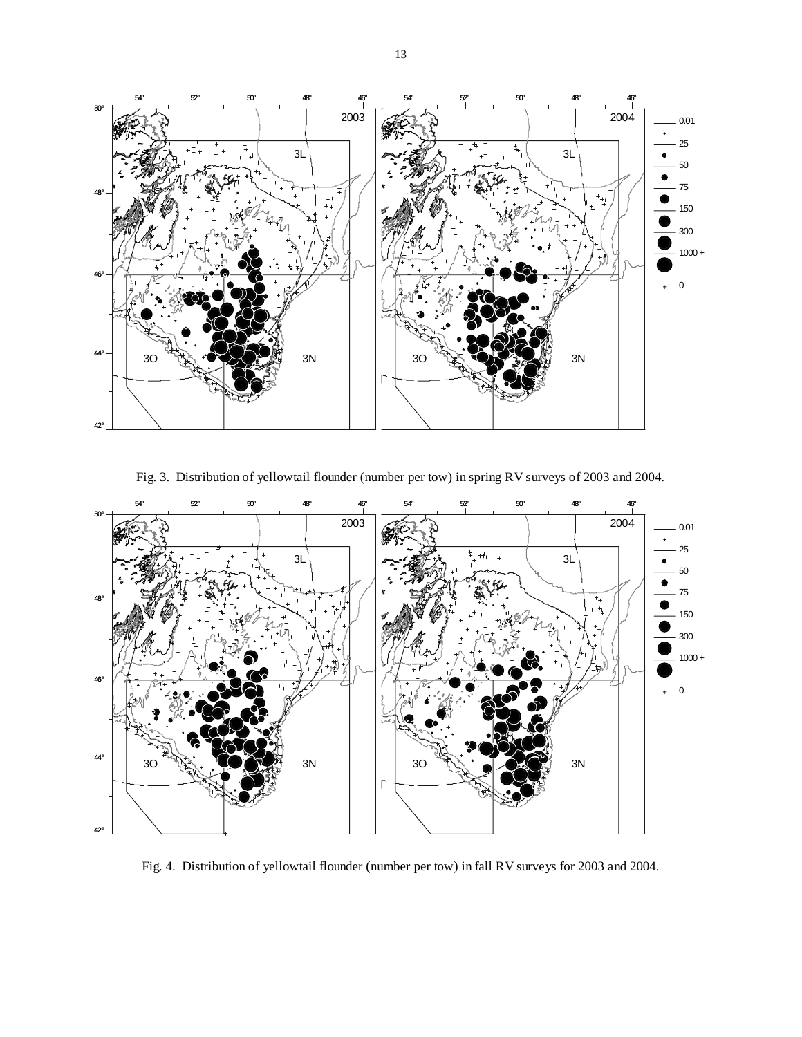Fig. 3. Distribution of yellowtail flounder (number per tow) in spring RV surveys of 2003 and 2004.

Fig. 4. Distribution of yellowtail flounder (number per tow) in fall RV surveys for 2003 and 2004.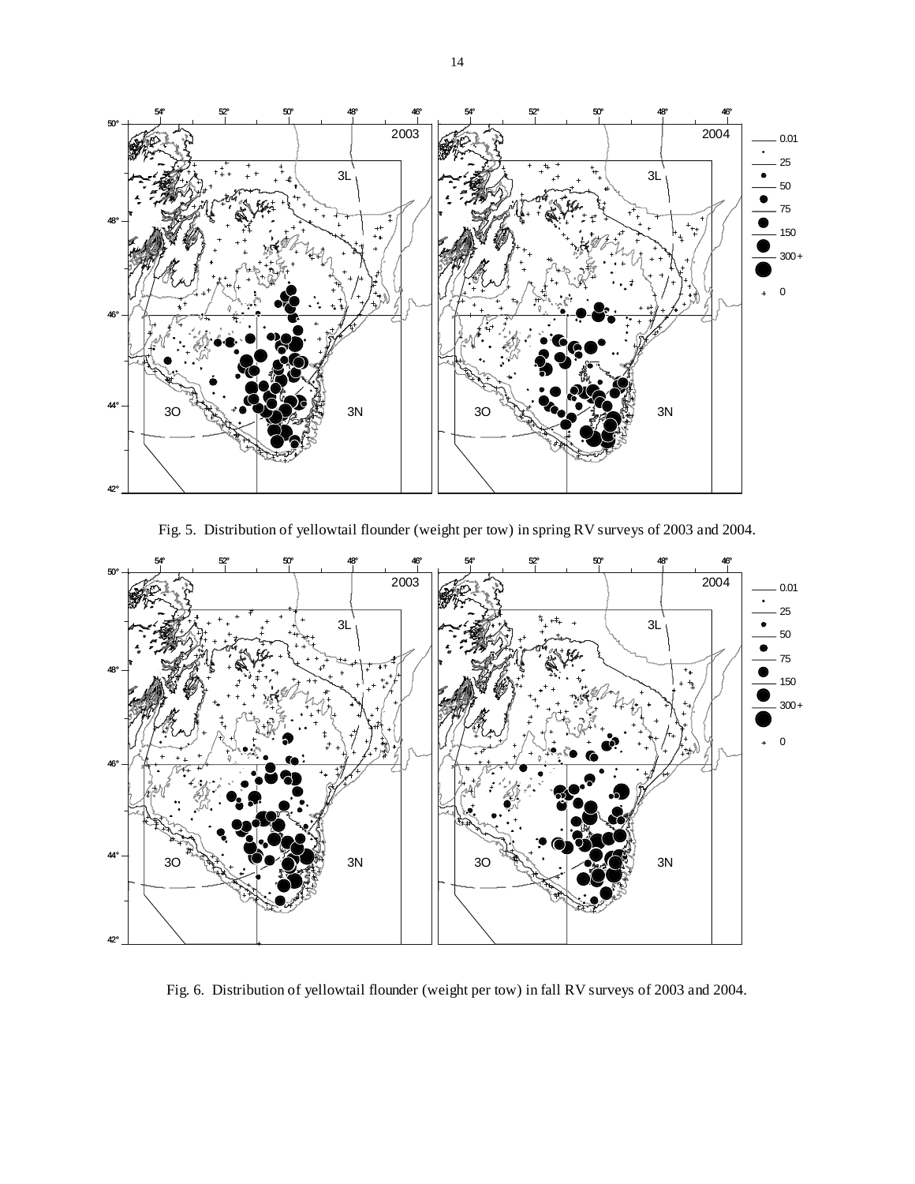Fig. 5. Distribution of yellowtail flounder (weight per tow) in spring RV surveys of 2003 and 2004.

Fig. 6. Distribution of yellowtail flounder (weight per tow) in fall RV surveys of 2003 and 2004.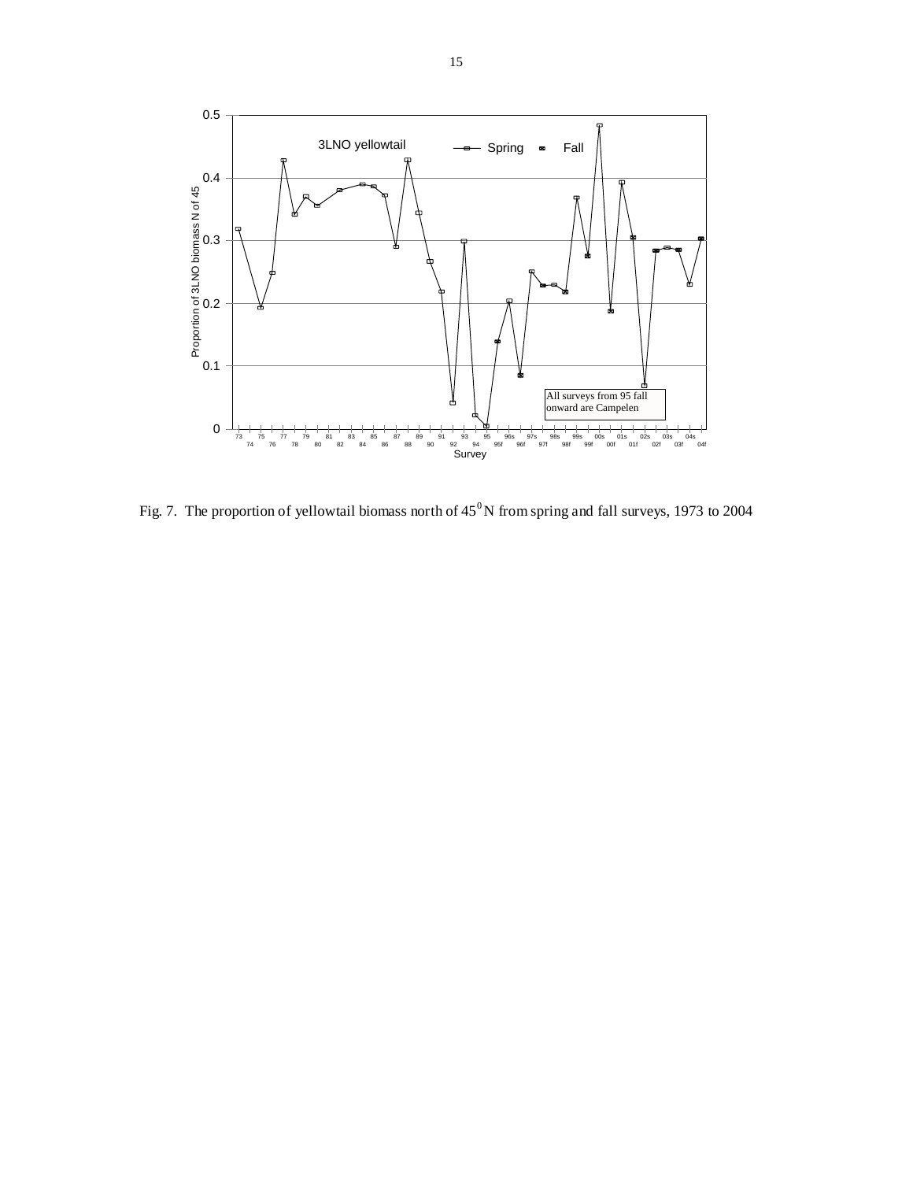3LNO yellowtail

Spring

Fall

Proportion of 3LNO biomass N of 45

0.5

0.4

0.3

0.2

0.1

0

All surveys from 95 fall onward are Campelen

73 74 75 76 77 78 79 80 81 82 83 84 85 86 87 88 89 90 91 92 93 94 95 95f 96s 96f 97s 97f 98s 98f 99s 99f 00s 00f 01s 01f 02s 02f 03s 03f 04s 04f

Survey

Fig. 7. The proportion of yellowtail biomass north of $45^0$ N from spring and fall surveys, 1973 to 2004